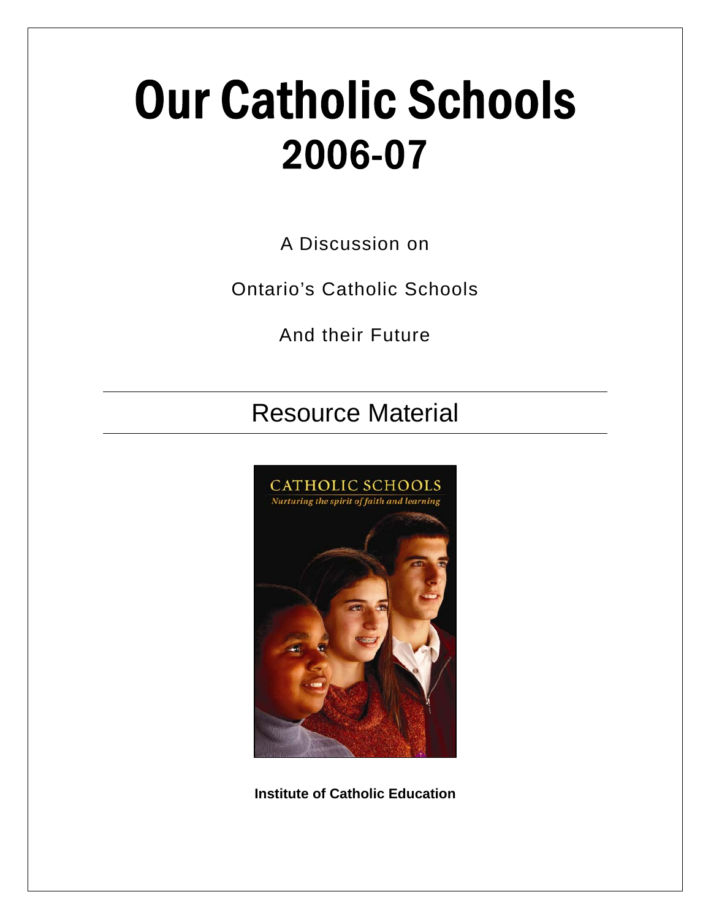# Our Catholic Schools 2006-07

A Discussion on

Ontario's Catholic Schools

And their Future

## Resource Material

**Institute of Catholic Education**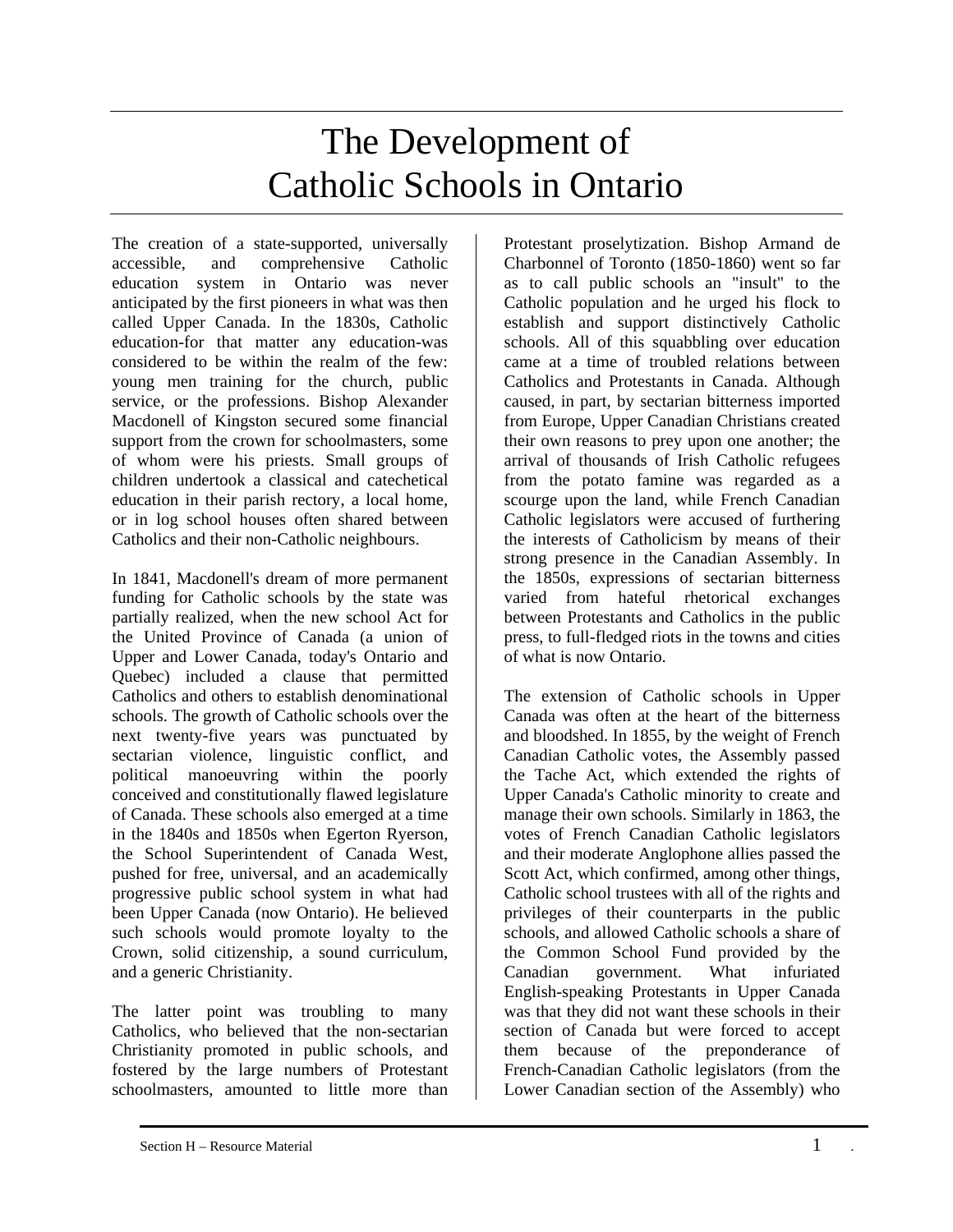# The Development of Catholic Schools in Ontario

The creation of a state-supported, universally accessible, and comprehensive Catholic education system in Ontario was never anticipated by the first pioneers in what was then called Upper Canada. In the 1830s, Catholic education-for that matter any education-was considered to be within the realm of the few: young men training for the church, public service, or the professions. Bishop Alexander Macdonell of Kingston secured some financial support from the crown for schoolmasters, some of whom were his priests. Small groups of children undertook a classical and catechetical education in their parish rectory, a local home, or in log school houses often shared between Catholics and their non-Catholic neighbours.

In 1841, Macdonell's dream of more permanent funding for Catholic schools by the state was partially realized, when the new school Act for the United Province of Canada (a union of Upper and Lower Canada, today's Ontario and Quebec) included a clause that permitted Catholics and others to establish denominational schools. The growth of Catholic schools over the next twenty-five years was punctuated by sectarian violence, linguistic conflict, and political manoeuvring within the poorly conceived and constitutionally flawed legislature of Canada. These schools also emerged at a time in the 1840s and 1850s when Egerton Ryerson, the School Superintendent of Canada West, pushed for free, universal, and an academically progressive public school system in what had been Upper Canada (now Ontario). He believed such schools would promote loyalty to the Crown, solid citizenship, a sound curriculum, and a generic Christianity.

The latter point was troubling to many Catholics, who believed that the non-sectarian Christianity promoted in public schools, and fostered by the large numbers of Protestant schoolmasters, amounted to little more than Protestant proselytization. Bishop Armand de Charbonnel of Toronto (1850-1860) went so far as to call public schools an "insult" to the Catholic population and he urged his flock to establish and support distinctively Catholic schools. All of this squabbling over education came at a time of troubled relations between Catholics and Protestants in Canada. Although caused, in part, by sectarian bitterness imported from Europe, Upper Canadian Christians created their own reasons to prey upon one another; the arrival of thousands of Irish Catholic refugees from the potato famine was regarded as a scourge upon the land, while French Canadian Catholic legislators were accused of furthering the interests of Catholicism by means of their strong presence in the Canadian Assembly. In the 1850s, expressions of sectarian bitterness varied from hateful rhetorical exchanges between Protestants and Catholics in the public press, to full-fledged riots in the towns and cities of what is now Ontario.

The extension of Catholic schools in Upper Canada was often at the heart of the bitterness and bloodshed. In 1855, by the weight of French Canadian Catholic votes, the Assembly passed the Tache Act, which extended the rights of Upper Canada's Catholic minority to create and manage their own schools. Similarly in 1863, the votes of French Canadian Catholic legislators and their moderate Anglophone allies passed the Scott Act, which confirmed, among other things, Catholic school trustees with all of the rights and privileges of their counterparts in the public schools, and allowed Catholic schools a share of the Common School Fund provided by the Canadian government. What infuriated English-speaking Protestants in Upper Canada was that they did not want these schools in their section of Canada but were forced to accept them because of the preponderance of French-Canadian Catholic legislators (from the Lower Canadian section of the Assembly) who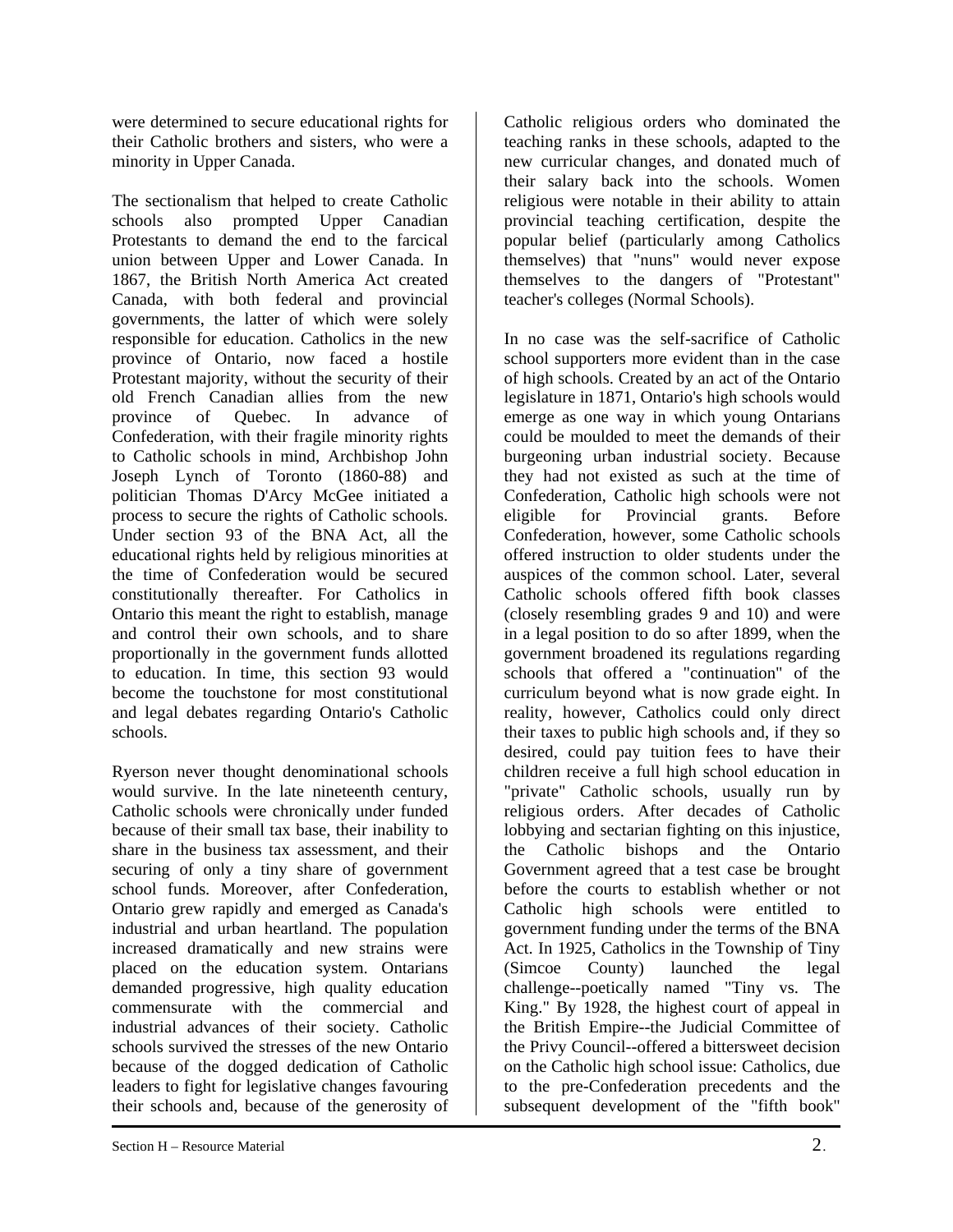were determined to secure educational rights for their Catholic brothers and sisters, who were a minority in Upper Canada.

The sectionalism that helped to create Catholic schools also prompted Upper Canadian Protestants to demand the end to the farcical union between Upper and Lower Canada. In 1867, the British North America Act created Canada, with both federal and provincial governments, the latter of which were solely responsible for education. Catholics in the new province of Ontario, now faced a hostile Protestant majority, without the security of their old French Canadian allies from the new province of Quebec. In advance of Confederation, with their fragile minority rights to Catholic schools in mind, Archbishop John Joseph Lynch of Toronto (1860-88) and politician Thomas D'Arcy McGee initiated a process to secure the rights of Catholic schools. Under section 93 of the BNA Act, all the educational rights held by religious minorities at the time of Confederation would be secured constitutionally thereafter. For Catholics in Ontario this meant the right to establish, manage and control their own schools, and to share proportionally in the government funds allotted to education. In time, this section 93 would become the touchstone for most constitutional and legal debates regarding Ontario's Catholic schools.

Ryerson never thought denominational schools would survive. In the late nineteenth century, Catholic schools were chronically under funded because of their small tax base, their inability to share in the business tax assessment, and their securing of only a tiny share of government school funds. Moreover, after Confederation, Ontario grew rapidly and emerged as Canada's industrial and urban heartland. The population increased dramatically and new strains were placed on the education system. Ontarians demanded progressive, high quality education commensurate with the commercial and industrial advances of their society. Catholic schools survived the stresses of the new Ontario because of the dogged dedication of Catholic leaders to fight for legislative changes favouring their schools and, because of the generosity of Catholic religious orders who dominated the teaching ranks in these schools, adapted to the new curricular changes, and donated much of their salary back into the schools. Women religious were notable in their ability to attain provincial teaching certification, despite the popular belief (particularly among Catholics themselves) that "nuns" would never expose themselves to the dangers of "Protestant" teacher's colleges (Normal Schools).

In no case was the self-sacrifice of Catholic school supporters more evident than in the case of high schools. Created by an act of the Ontario legislature in 1871, Ontario's high schools would emerge as one way in which young Ontarians could be moulded to meet the demands of their burgeoning urban industrial society. Because they had not existed as such at the time of Confederation, Catholic high schools were not eligible for Provincial grants. Before Confederation, however, some Catholic schools offered instruction to older students under the auspices of the common school. Later, several Catholic schools offered fifth book classes (closely resembling grades 9 and 10) and were in a legal position to do so after 1899, when the government broadened its regulations regarding schools that offered a "continuation" of the curriculum beyond what is now grade eight. In reality, however, Catholics could only direct their taxes to public high schools and, if they so desired, could pay tuition fees to have their children receive a full high school education in "private" Catholic schools, usually run by religious orders. After decades of Catholic lobbying and sectarian fighting on this injustice, the Catholic bishops and the Ontario Government agreed that a test case be brought before the courts to establish whether or not Catholic high schools were entitled to government funding under the terms of the BNA Act. In 1925, Catholics in the Township of Tiny (Simcoe County) launched the legal challenge--poetically named "Tiny vs. The King." By 1928, the highest court of appeal in the British Empire--the Judicial Committee of the Privy Council--offered a bittersweet decision on the Catholic high school issue: Catholics, due to the pre-Confederation precedents and the subsequent development of the "fifth book"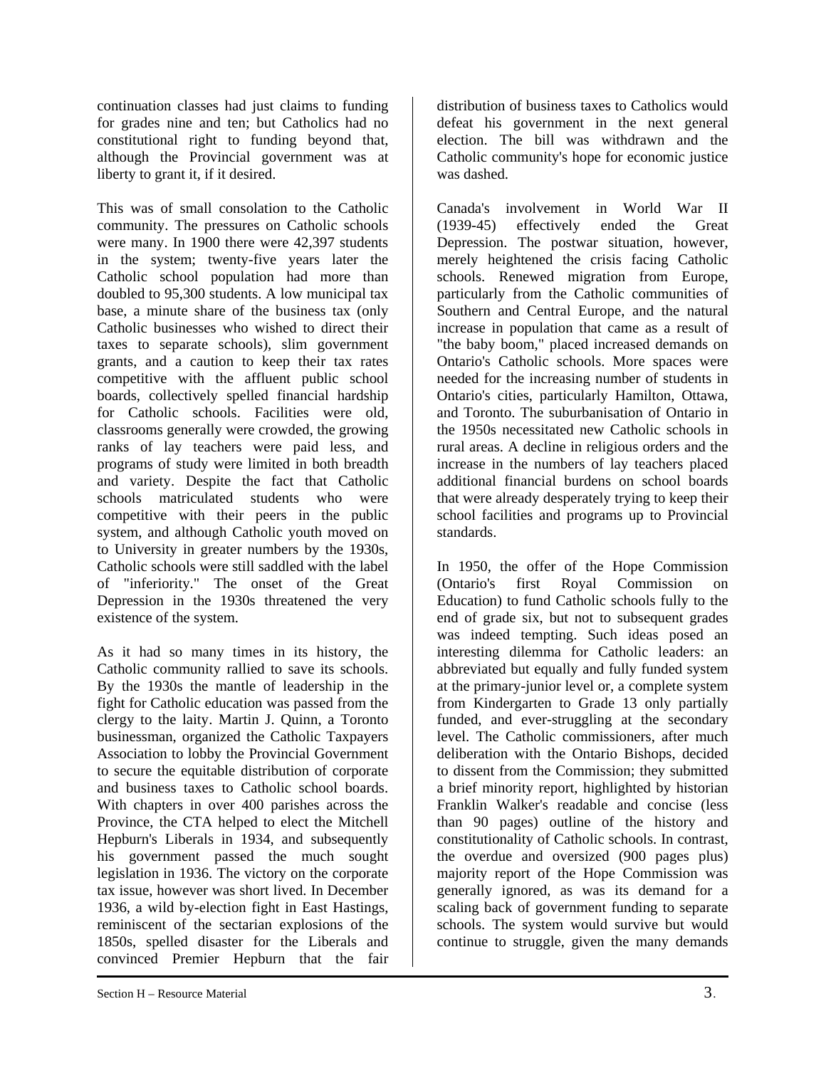continuation classes had just claims to funding for grades nine and ten; but Catholics had no constitutional right to funding beyond that, although the Provincial government was at liberty to grant it, if it desired.

This was of small consolation to the Catholic community. The pressures on Catholic schools were many. In 1900 there were 42,397 students in the system; twenty-five years later the Catholic school population had more than doubled to 95,300 students. A low municipal tax base, a minute share of the business tax (only Catholic businesses who wished to direct their taxes to separate schools), slim government grants, and a caution to keep their tax rates competitive with the affluent public school boards, collectively spelled financial hardship for Catholic schools. Facilities were old, classrooms generally were crowded, the growing ranks of lay teachers were paid less, and programs of study were limited in both breadth and variety. Despite the fact that Catholic schools matriculated students who were competitive with their peers in the public system, and although Catholic youth moved on to University in greater numbers by the 1930s, Catholic schools were still saddled with the label of "inferiority." The onset of the Great Depression in the 1930s threatened the very existence of the system.

As it had so many times in its history, the Catholic community rallied to save its schools. By the 1930s the mantle of leadership in the fight for Catholic education was passed from the clergy to the laity. Martin J. Quinn, a Toronto businessman, organized the Catholic Taxpayers Association to lobby the Provincial Government to secure the equitable distribution of corporate and business taxes to Catholic school boards. With chapters in over 400 parishes across the Province, the CTA helped to elect the Mitchell Hepburn's Liberals in 1934, and subsequently his government passed the much sought legislation in 1936. The victory on the corporate tax issue, however was short lived. In December 1936, a wild by-election fight in East Hastings, reminiscent of the sectarian explosions of the 1850s, spelled disaster for the Liberals and convinced Premier Hepburn that the fair distribution of business taxes to Catholics would defeat his government in the next general election. The bill was withdrawn and the Catholic community's hope for economic justice was dashed.

Canada's involvement in World War II (1939-45) effectively ended the Great Depression. The postwar situation, however, merely heightened the crisis facing Catholic schools. Renewed migration from Europe, particularly from the Catholic communities of Southern and Central Europe, and the natural increase in population that came as a result of "the baby boom," placed increased demands on Ontario's Catholic schools. More spaces were needed for the increasing number of students in Ontario's cities, particularly Hamilton, Ottawa, and Toronto. The suburbanisation of Ontario in the 1950s necessitated new Catholic schools in rural areas. A decline in religious orders and the increase in the numbers of lay teachers placed additional financial burdens on school boards that were already desperately trying to keep their school facilities and programs up to Provincial standards.

In 1950, the offer of the Hope Commission (Ontario's first Royal Commission on Education) to fund Catholic schools fully to the end of grade six, but not to subsequent grades was indeed tempting. Such ideas posed an interesting dilemma for Catholic leaders: an abbreviated but equally and fully funded system at the primary-junior level or, a complete system from Kindergarten to Grade 13 only partially funded, and ever-struggling at the secondary level. The Catholic commissioners, after much deliberation with the Ontario Bishops, decided to dissent from the Commission; they submitted a brief minority report, highlighted by historian Franklin Walker's readable and concise (less than 90 pages) outline of the history and constitutionality of Catholic schools. In contrast, the overdue and oversized (900 pages plus) majority report of the Hope Commission was generally ignored, as was its demand for a scaling back of government funding to separate schools. The system would survive but would continue to struggle, given the many demands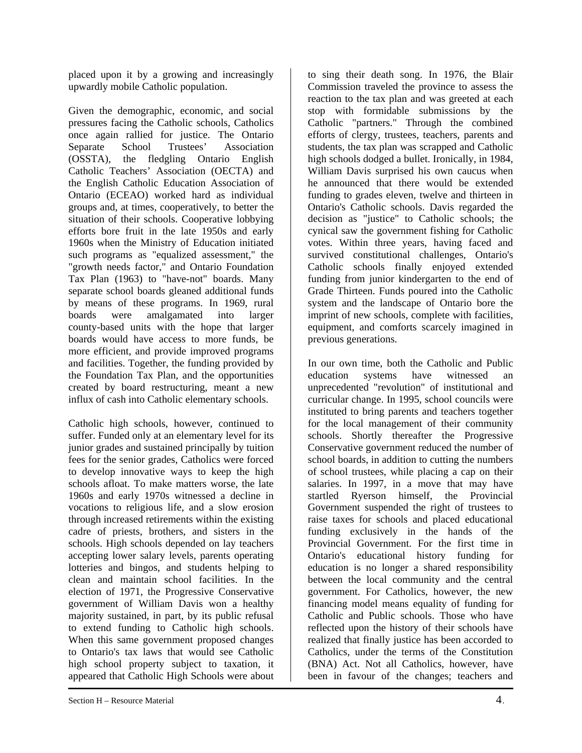placed upon it by a growing and increasingly upwardly mobile Catholic population.

Given the demographic, economic, and social pressures facing the Catholic schools, Catholics once again rallied for justice. The Ontario Separate School Trustees' Association (OSSTA), the fledgling Ontario English Catholic Teachers' Association (OECTA) and the English Catholic Education Association of Ontario (ECEAO) worked hard as individual groups and, at times, cooperatively, to better the situation of their schools. Cooperative lobbying efforts bore fruit in the late 1950s and early 1960s when the Ministry of Education initiated such programs as "equalized assessment," the "growth needs factor," and Ontario Foundation Tax Plan (1963) to "have-not" boards. Many separate school boards gleaned additional funds by means of these programs. In 1969, rural boards were amalgamated into larger county-based units with the hope that larger boards would have access to more funds, be more efficient, and provide improved programs and facilities. Together, the funding provided by the Foundation Tax Plan, and the opportunities created by board restructuring, meant a new influx of cash into Catholic elementary schools.

Catholic high schools, however, continued to suffer. Funded only at an elementary level for its junior grades and sustained principally by tuition fees for the senior grades, Catholics were forced to develop innovative ways to keep the high schools afloat. To make matters worse, the late 1960s and early 1970s witnessed a decline in vocations to religious life, and a slow erosion through increased retirements within the existing cadre of priests, brothers, and sisters in the schools. High schools depended on lay teachers accepting lower salary levels, parents operating lotteries and bingos, and students helping to clean and maintain school facilities. In the election of 1971, the Progressive Conservative government of William Davis won a healthy majority sustained, in part, by its public refusal to extend funding to Catholic high schools. When this same government proposed changes to Ontario's tax laws that would see Catholic high school property subject to taxation, it appeared that Catholic High Schools were about to sing their death song. In 1976, the Blair Commission traveled the province to assess the reaction to the tax plan and was greeted at each stop with formidable submissions by the Catholic "partners." Through the combined efforts of clergy, trustees, teachers, parents and students, the tax plan was scrapped and Catholic high schools dodged a bullet. Ironically, in 1984, William Davis surprised his own caucus when he announced that there would be extended funding to grades eleven, twelve and thirteen in Ontario's Catholic schools. Davis regarded the decision as "justice" to Catholic schools; the cynical saw the government fishing for Catholic votes. Within three years, having faced and survived constitutional challenges, Ontario's Catholic schools finally enjoyed extended funding from junior kindergarten to the end of Grade Thirteen. Funds poured into the Catholic system and the landscape of Ontario bore the imprint of new schools, complete with facilities, equipment, and comforts scarcely imagined in previous generations.

In our own time, both the Catholic and Public education systems have witnessed an unprecedented "revolution" of institutional and curricular change. In 1995, school councils were instituted to bring parents and teachers together for the local management of their community schools. Shortly thereafter the Progressive Conservative government reduced the number of school boards, in addition to cutting the numbers of school trustees, while placing a cap on their salaries. In 1997, in a move that may have startled Ryerson himself, the Provincial Government suspended the right of trustees to raise taxes for schools and placed educational funding exclusively in the hands of the Provincial Government. For the first time in Ontario's educational history funding for education is no longer a shared responsibility between the local community and the central government. For Catholics, however, the new financing model means equality of funding for Catholic and Public schools. Those who have reflected upon the history of their schools have realized that finally justice has been accorded to Catholics, under the terms of the Constitution (BNA) Act. Not all Catholics, however, have been in favour of the changes; teachers and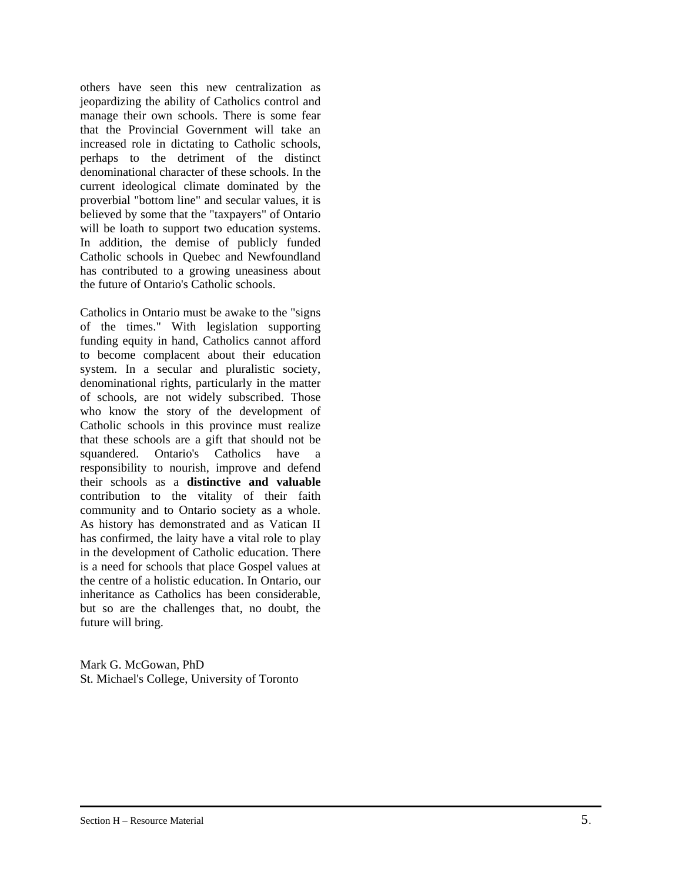others have seen this new centralization as jeopardizing the ability of Catholics control and manage their own schools. There is some fear that the Provincial Government will take an increased role in dictating to Catholic schools, perhaps to the detriment of the distinct denominational character of these schools. In the current ideological climate dominated by the proverbial "bottom line" and secular values, it is believed by some that the "taxpayers" of Ontario will be loath to support two education systems. In addition, the demise of publicly funded Catholic schools in Quebec and Newfoundland has contributed to a growing uneasiness about the future of Ontario's Catholic schools.

Catholics in Ontario must be awake to the "signs of the times." With legislation supporting funding equity in hand, Catholics cannot afford to become complacent about their education system. In a secular and pluralistic society, denominational rights, particularly in the matter of schools, are not widely subscribed. Those who know the story of the development of Catholic schools in this province must realize that these schools are a gift that should not be squandered. Ontario's Catholics have a responsibility to nourish, improve and defend their schools as a **distinctive and valuable** contribution to the vitality of their faith community and to Ontario society as a whole. As history has demonstrated and as Vatican II has confirmed, the laity have a vital role to play in the development of Catholic education. There is a need for schools that place Gospel values at the centre of a holistic education. In Ontario, our inheritance as Catholics has been considerable, but so are the challenges that, no doubt, the future will bring.

Mark G. McGowan, PhD
St. Michael's College, University of Toronto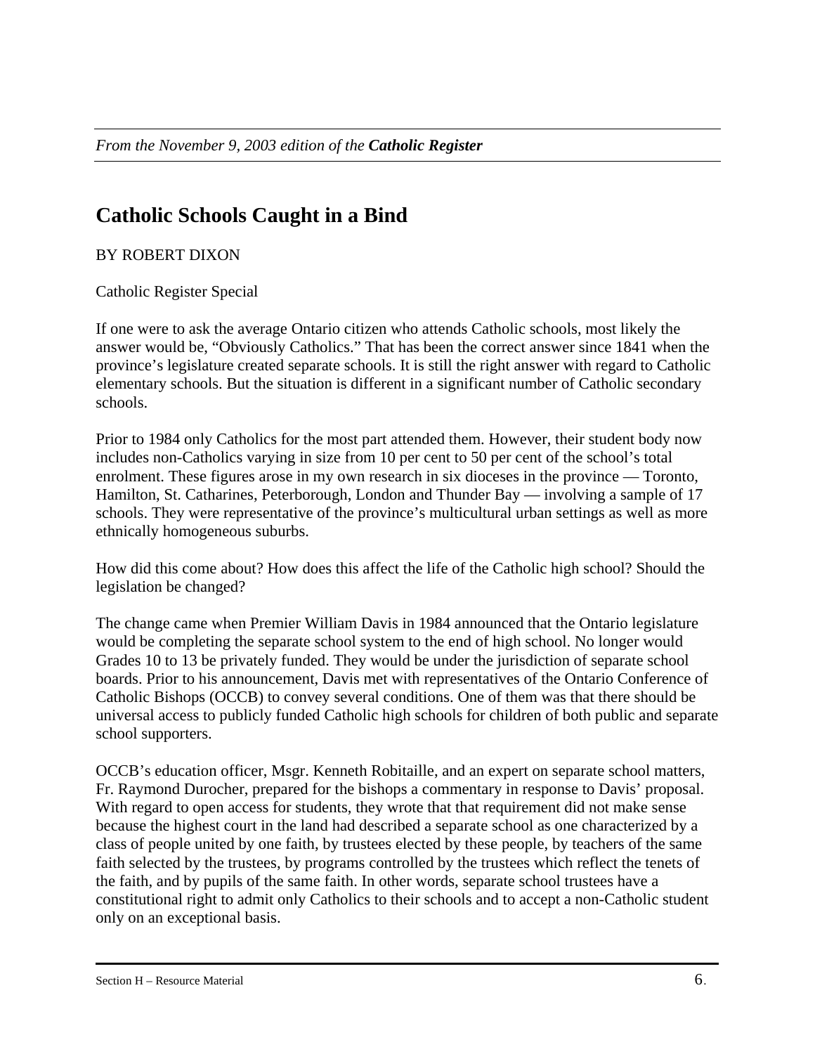*From the November 9, 2003 edition of the* ***Catholic Register***

# Catholic Schools Caught in a Bind

BY ROBERT DIXON

Catholic Register Special

If one were to ask the average Ontario citizen who attends Catholic schools, most likely the answer would be, "Obviously Catholics." That has been the correct answer since 1841 when the province's legislature created separate schools. It is still the right answer with regard to Catholic elementary schools. But the situation is different in a significant number of Catholic secondary schools.

Prior to 1984 only Catholics for the most part attended them. However, their student body now includes non-Catholics varying in size from 10 per cent to 50 per cent of the school's total enrolment. These figures arose in my own research in six dioceses in the province — Toronto, Hamilton, St. Catharines, Peterborough, London and Thunder Bay — involving a sample of 17 schools. They were representative of the province's multicultural urban settings as well as more ethnically homogeneous suburbs.

How did this come about? How does this affect the life of the Catholic high school? Should the legislation be changed?

The change came when Premier William Davis in 1984 announced that the Ontario legislature would be completing the separate school system to the end of high school. No longer would Grades 10 to 13 be privately funded. They would be under the jurisdiction of separate school boards. Prior to his announcement, Davis met with representatives of the Ontario Conference of Catholic Bishops (OCCB) to convey several conditions. One of them was that there should be universal access to publicly funded Catholic high schools for children of both public and separate school supporters.

OCCB's education officer, Msgr. Kenneth Robitaille, and an expert on separate school matters, Fr. Raymond Durocher, prepared for the bishops a commentary in response to Davis' proposal. With regard to open access for students, they wrote that that requirement did not make sense because the highest court in the land had described a separate school as one characterized by a class of people united by one faith, by trustees elected by these people, by teachers of the same faith selected by the trustees, by programs controlled by the trustees which reflect the tenets of the faith, and by pupils of the same faith. In other words, separate school trustees have a constitutional right to admit only Catholics to their schools and to accept a non-Catholic student only on an exceptional basis.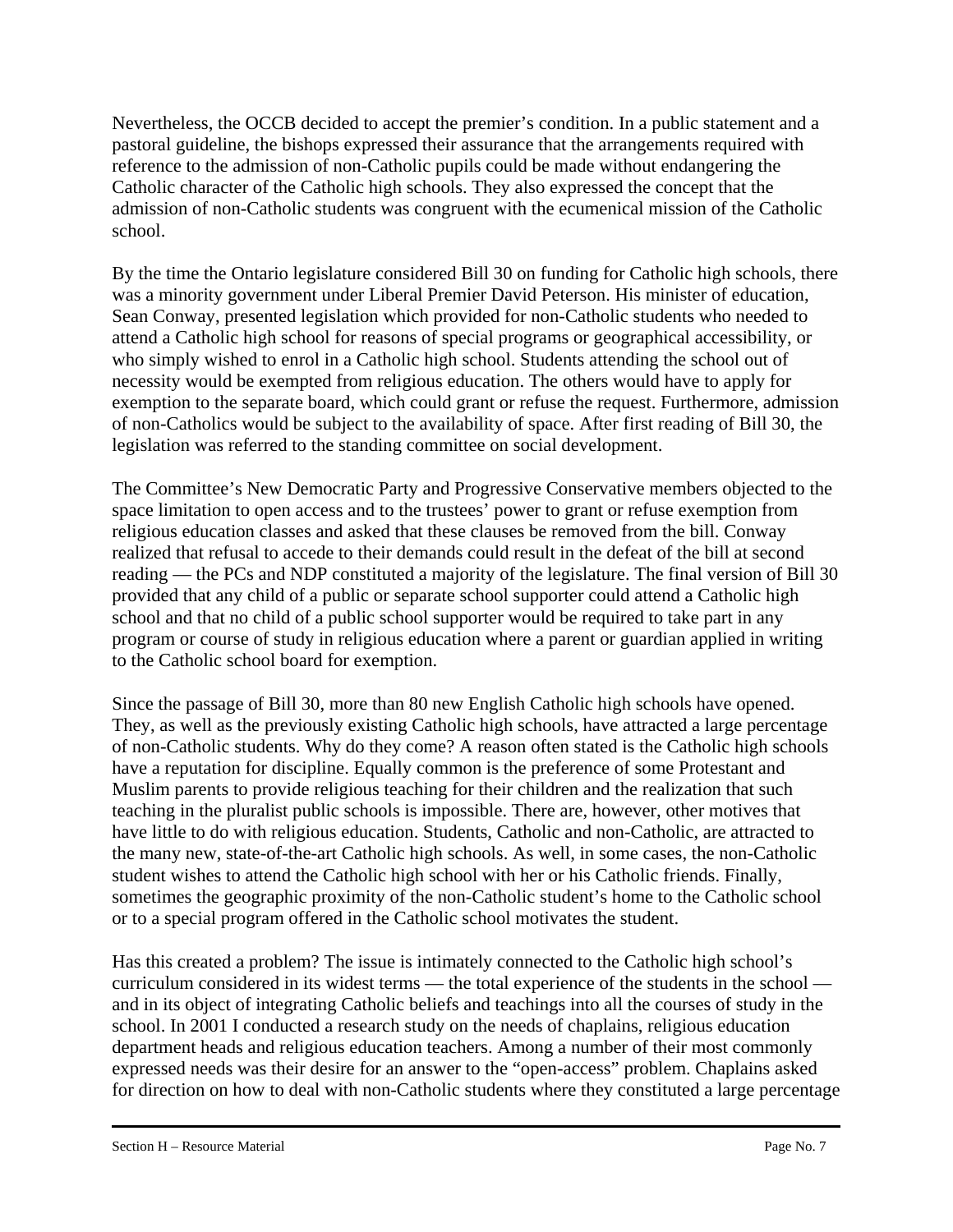Nevertheless, the OCCB decided to accept the premier's condition. In a public statement and a pastoral guideline, the bishops expressed their assurance that the arrangements required with reference to the admission of non-Catholic pupils could be made without endangering the Catholic character of the Catholic high schools. They also expressed the concept that the admission of non-Catholic students was congruent with the ecumenical mission of the Catholic school.

By the time the Ontario legislature considered Bill 30 on funding for Catholic high schools, there was a minority government under Liberal Premier David Peterson. His minister of education, Sean Conway, presented legislation which provided for non-Catholic students who needed to attend a Catholic high school for reasons of special programs or geographical accessibility, or who simply wished to enrol in a Catholic high school. Students attending the school out of necessity would be exempted from religious education. The others would have to apply for exemption to the separate board, which could grant or refuse the request. Furthermore, admission of non-Catholics would be subject to the availability of space. After first reading of Bill 30, the legislation was referred to the standing committee on social development.

The Committee's New Democratic Party and Progressive Conservative members objected to the space limitation to open access and to the trustees' power to grant or refuse exemption from religious education classes and asked that these clauses be removed from the bill. Conway realized that refusal to accede to their demands could result in the defeat of the bill at second reading — the PCs and NDP constituted a majority of the legislature. The final version of Bill 30 provided that any child of a public or separate school supporter could attend a Catholic high school and that no child of a public school supporter would be required to take part in any program or course of study in religious education where a parent or guardian applied in writing to the Catholic school board for exemption.

Since the passage of Bill 30, more than 80 new English Catholic high schools have opened. They, as well as the previously existing Catholic high schools, have attracted a large percentage of non-Catholic students. Why do they come? A reason often stated is the Catholic high schools have a reputation for discipline. Equally common is the preference of some Protestant and Muslim parents to provide religious teaching for their children and the realization that such teaching in the pluralist public schools is impossible. There are, however, other motives that have little to do with religious education. Students, Catholic and non-Catholic, are attracted to the many new, state-of-the-art Catholic high schools. As well, in some cases, the non-Catholic student wishes to attend the Catholic high school with her or his Catholic friends. Finally, sometimes the geographic proximity of the non-Catholic student's home to the Catholic school or to a special program offered in the Catholic school motivates the student.

Has this created a problem? The issue is intimately connected to the Catholic high school's curriculum considered in its widest terms — the total experience of the students in the school — and in its object of integrating Catholic beliefs and teachings into all the courses of study in the school. In 2001 I conducted a research study on the needs of chaplains, religious education department heads and religious education teachers. Among a number of their most commonly expressed needs was their desire for an answer to the "open-access" problem. Chaplains asked for direction on how to deal with non-Catholic students where they constituted a large percentage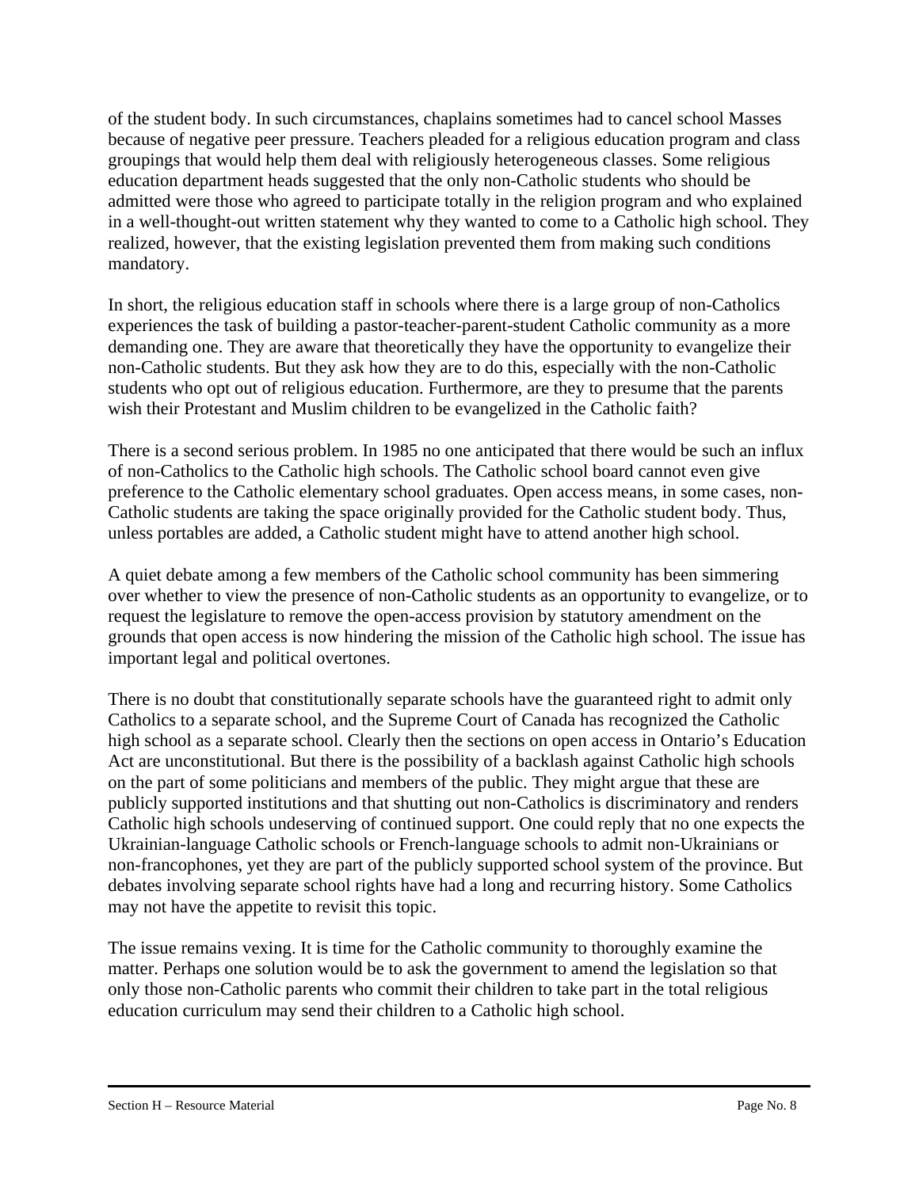of the student body. In such circumstances, chaplains sometimes had to cancel school Masses because of negative peer pressure. Teachers pleaded for a religious education program and class groupings that would help them deal with religiously heterogeneous classes. Some religious education department heads suggested that the only non-Catholic students who should be admitted were those who agreed to participate totally in the religion program and who explained in a well-thought-out written statement why they wanted to come to a Catholic high school. They realized, however, that the existing legislation prevented them from making such conditions mandatory.

In short, the religious education staff in schools where there is a large group of non-Catholics experiences the task of building a pastor-teacher-parent-student Catholic community as a more demanding one. They are aware that theoretically they have the opportunity to evangelize their non-Catholic students. But they ask how they are to do this, especially with the non-Catholic students who opt out of religious education. Furthermore, are they to presume that the parents wish their Protestant and Muslim children to be evangelized in the Catholic faith?

There is a second serious problem. In 1985 no one anticipated that there would be such an influx of non-Catholics to the Catholic high schools. The Catholic school board cannot even give preference to the Catholic elementary school graduates. Open access means, in some cases, non-Catholic students are taking the space originally provided for the Catholic student body. Thus, unless portables are added, a Catholic student might have to attend another high school.

A quiet debate among a few members of the Catholic school community has been simmering over whether to view the presence of non-Catholic students as an opportunity to evangelize, or to request the legislature to remove the open-access provision by statutory amendment on the grounds that open access is now hindering the mission of the Catholic high school. The issue has important legal and political overtones.

There is no doubt that constitutionally separate schools have the guaranteed right to admit only Catholics to a separate school, and the Supreme Court of Canada has recognized the Catholic high school as a separate school. Clearly then the sections on open access in Ontario's Education Act are unconstitutional. But there is the possibility of a backlash against Catholic high schools on the part of some politicians and members of the public. They might argue that these are publicly supported institutions and that shutting out non-Catholics is discriminatory and renders Catholic high schools undeserving of continued support. One could reply that no one expects the Ukrainian-language Catholic schools or French-language schools to admit non-Ukrainians or non-francophones, yet they are part of the publicly supported school system of the province. But debates involving separate school rights have had a long and recurring history. Some Catholics may not have the appetite to revisit this topic.

The issue remains vexing. It is time for the Catholic community to thoroughly examine the matter. Perhaps one solution would be to ask the government to amend the legislation so that only those non-Catholic parents who commit their children to take part in the total religious education curriculum may send their children to a Catholic high school.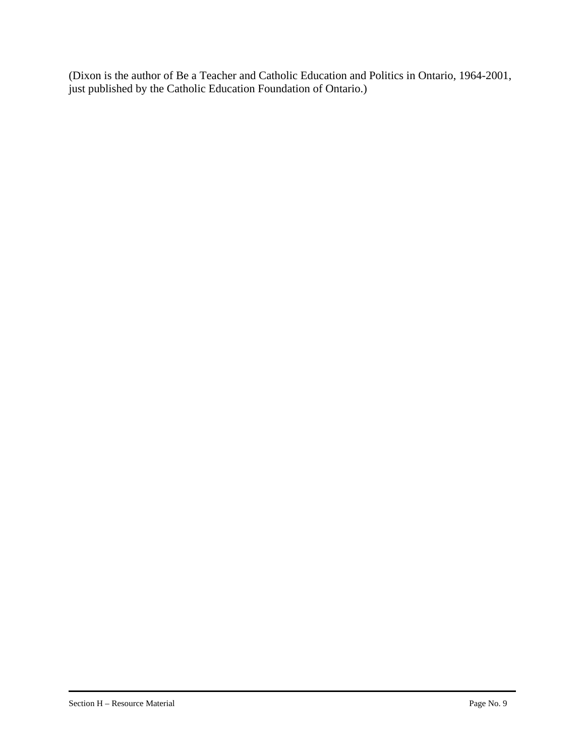(Dixon is the author of Be a Teacher and Catholic Education and Politics in Ontario, 1964-2001, just published by the Catholic Education Foundation of Ontario.)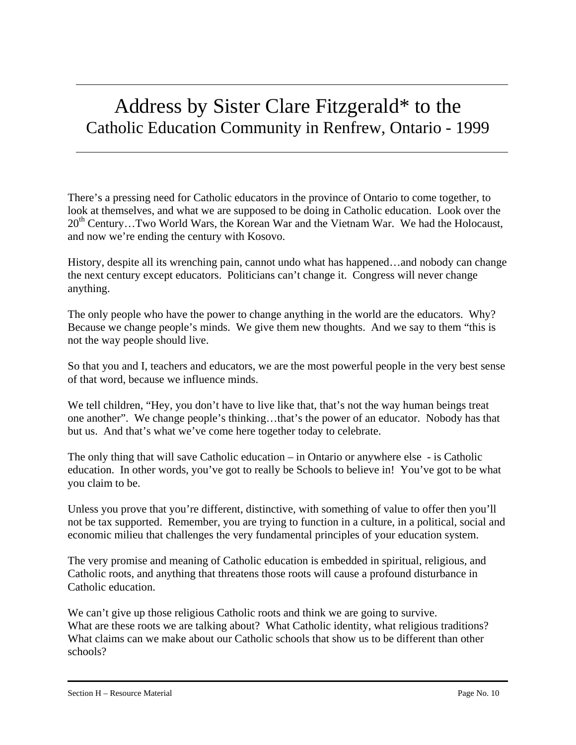# Address by Sister Clare Fitzgerald* to the Catholic Education Community in Renfrew, Ontario - 1999

There's a pressing need for Catholic educators in the province of Ontario to come together, to look at themselves, and what we are supposed to be doing in Catholic education. Look over the 20th Century…Two World Wars, the Korean War and the Vietnam War. We had the Holocaust, and now we're ending the century with Kosovo.

History, despite all its wrenching pain, cannot undo what has happened…and nobody can change the next century except educators. Politicians can't change it. Congress will never change anything.

The only people who have the power to change anything in the world are the educators. Why? Because we change people's minds. We give them new thoughts. And we say to them "this is not the way people should live.

So that you and I, teachers and educators, we are the most powerful people in the very best sense of that word, because we influence minds.

We tell children, "Hey, you don't have to live like that, that's not the way human beings treat one another". We change people's thinking…that's the power of an educator. Nobody has that but us. And that's what we've come here together today to celebrate.

The only thing that will save Catholic education – in Ontario or anywhere else - is Catholic education. In other words, you've got to really be Schools to believe in! You've got to be what you claim to be.

Unless you prove that you're different, distinctive, with something of value to offer then you'll not be tax supported. Remember, you are trying to function in a culture, in a political, social and economic milieu that challenges the very fundamental principles of your education system.

The very promise and meaning of Catholic education is embedded in spiritual, religious, and Catholic roots, and anything that threatens those roots will cause a profound disturbance in Catholic education.

We can't give up those religious Catholic roots and think we are going to survive.
What are these roots we are talking about? What Catholic identity, what religious traditions? What claims can we make about our Catholic schools that show us to be different than other schools?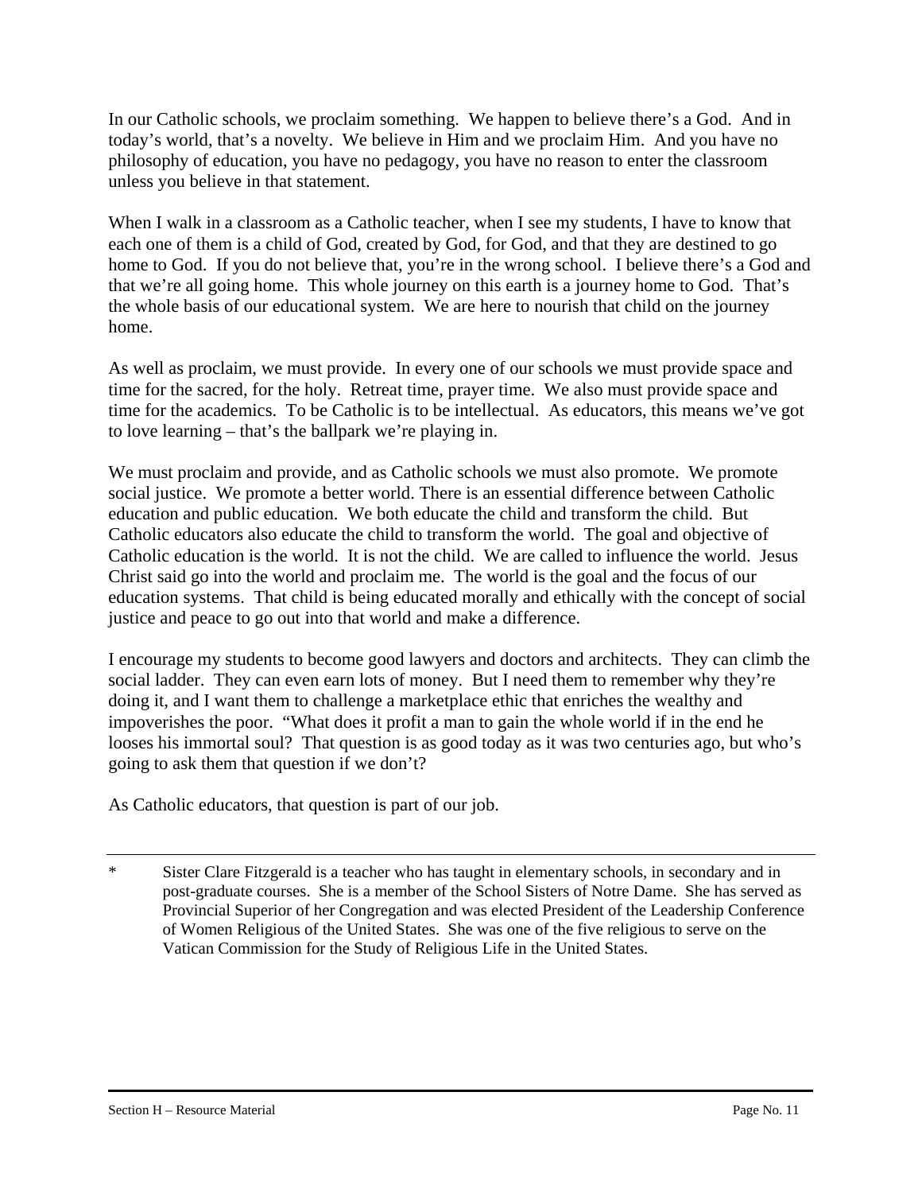In our Catholic schools, we proclaim something. We happen to believe there's a God. And in today's world, that's a novelty. We believe in Him and we proclaim Him. And you have no philosophy of education, you have no pedagogy, you have no reason to enter the classroom unless you believe in that statement.

When I walk in a classroom as a Catholic teacher, when I see my students, I have to know that each one of them is a child of God, created by God, for God, and that they are destined to go home to God. If you do not believe that, you're in the wrong school. I believe there's a God and that we're all going home. This whole journey on this earth is a journey home to God. That's the whole basis of our educational system. We are here to nourish that child on the journey home.

As well as proclaim, we must provide. In every one of our schools we must provide space and time for the sacred, for the holy. Retreat time, prayer time. We also must provide space and time for the academics. To be Catholic is to be intellectual. As educators, this means we've got to love learning – that's the ballpark we're playing in.

We must proclaim and provide, and as Catholic schools we must also promote. We promote social justice. We promote a better world. There is an essential difference between Catholic education and public education. We both educate the child and transform the child. But Catholic educators also educate the child to transform the world. The goal and objective of Catholic education is the world. It is not the child. We are called to influence the world. Jesus Christ said go into the world and proclaim me. The world is the goal and the focus of our education systems. That child is being educated morally and ethically with the concept of social justice and peace to go out into that world and make a difference.

I encourage my students to become good lawyers and doctors and architects. They can climb the social ladder. They can even earn lots of money. But I need them to remember why they're doing it, and I want them to challenge a marketplace ethic that enriches the wealthy and impoverishes the poor. "What does it profit a man to gain the whole world if in the end he looses his immortal soul? That question is as good today as it was two centuries ago, but who's going to ask them that question if we don't?

As Catholic educators, that question is part of our job.

---

\* Sister Clare Fitzgerald is a teacher who has taught in elementary schools, in secondary and in post-graduate courses. She is a member of the School Sisters of Notre Dame. She has served as Provincial Superior of her Congregation and was elected President of the Leadership Conference of Women Religious of the United States. She was one of the five religious to serve on the Vatican Commission for the Study of Religious Life in the United States.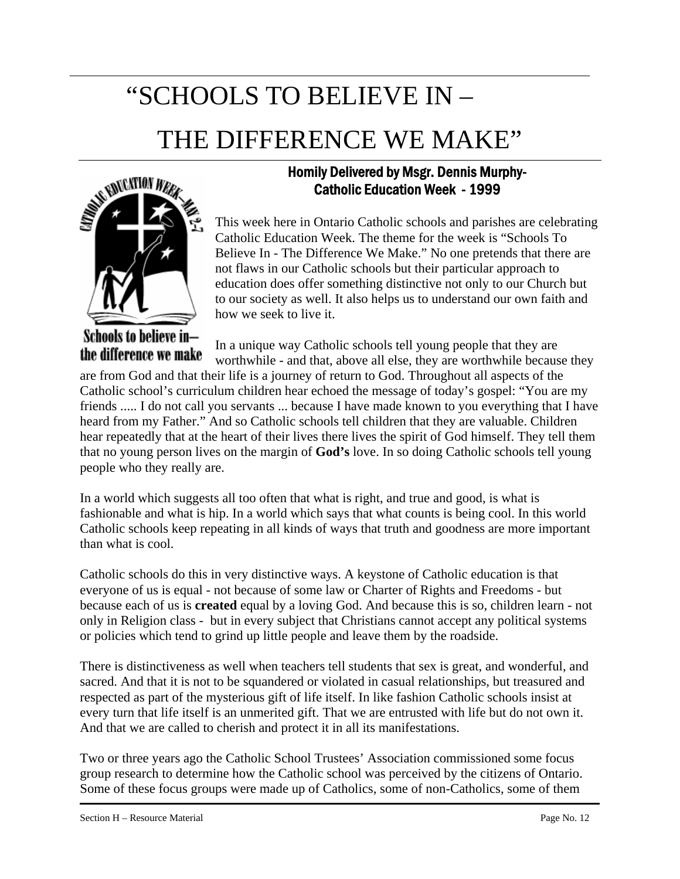# "SCHOOLS TO BELIEVE IN – THE DIFFERENCE WE MAKE"

**Homily Delivered by Msgr. Dennis Murphy- Catholic Education Week - 1999**

This week here in Ontario Catholic schools and parishes are celebrating Catholic Education Week. The theme for the week is "Schools To Believe In - The Difference We Make." No one pretends that there are not flaws in our Catholic schools but their particular approach to education does offer something distinctive not only to our Church but to our society as well. It also helps us to understand our own faith and how we seek to live it.

In a unique way Catholic schools tell young people that they are worthwhile - and that, above all else, they are worthwhile because they are from God and that their life is a journey of return to God. Throughout all aspects of the Catholic school's curriculum children hear echoed the message of today's gospel: "You are my friends ..... I do not call you servants ... because I have made known to you everything that I have heard from my Father." And so Catholic schools tell children that they are valuable. Children hear repeatedly that at the heart of their lives there lives the spirit of God himself. They tell them that no young person lives on the margin of **God's** love. In so doing Catholic schools tell young people who they really are.

In a world which suggests all too often that what is right, and true and good, is what is fashionable and what is hip. In a world which says that what counts is being cool. In this world Catholic schools keep repeating in all kinds of ways that truth and goodness are more important than what is cool.

Catholic schools do this in very distinctive ways. A keystone of Catholic education is that everyone of us is equal - not because of some law or Charter of Rights and Freedoms - but because each of us is **created** equal by a loving God. And because this is so, children learn - not only in Religion class - but in every subject that Christians cannot accept any political systems or policies which tend to grind up little people and leave them by the roadside.

There is distinctiveness as well when teachers tell students that sex is great, and wonderful, and sacred. And that it is not to be squandered or violated in casual relationships, but treasured and respected as part of the mysterious gift of life itself. In like fashion Catholic schools insist at every turn that life itself is an unmerited gift. That we are entrusted with life but do not own it. And that we are called to cherish and protect it in all its manifestations.

Two or three years ago the Catholic School Trustees' Association commissioned some focus group research to determine how the Catholic school was perceived by the citizens of Ontario. Some of these focus groups were made up of Catholics, some of non-Catholics, some of them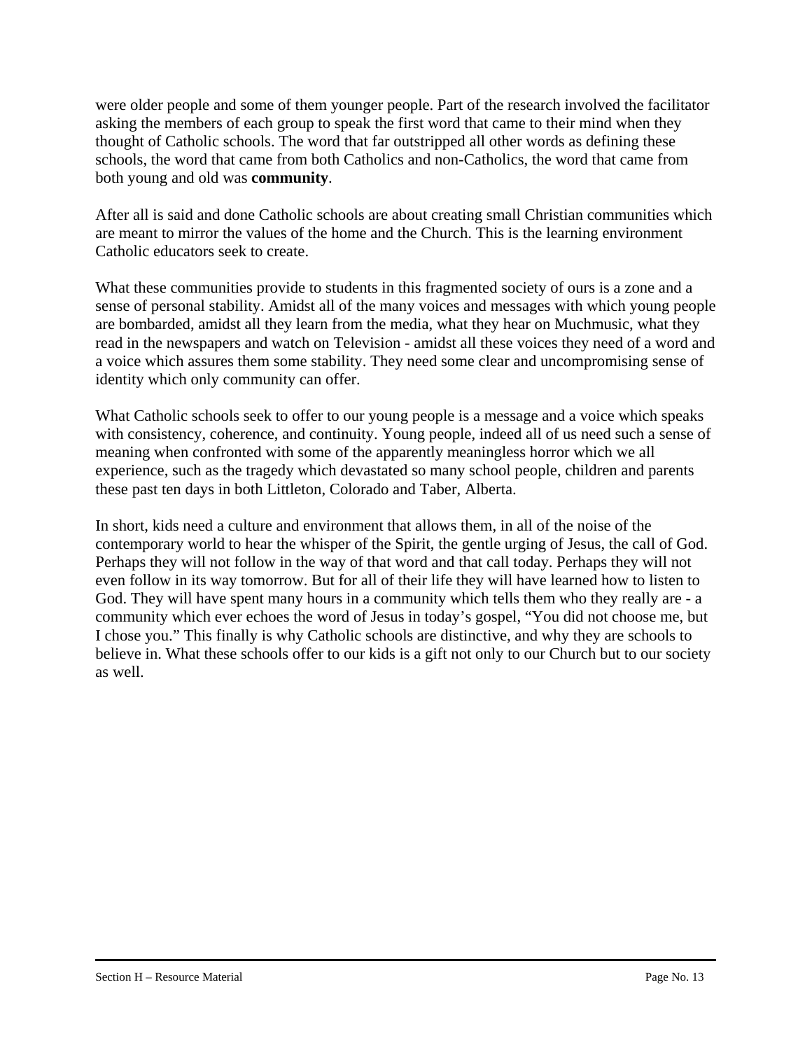were older people and some of them younger people. Part of the research involved the facilitator asking the members of each group to speak the first word that came to their mind when they thought of Catholic schools. The word that far outstripped all other words as defining these schools, the word that came from both Catholics and non-Catholics, the word that came from both young and old was **community**.

After all is said and done Catholic schools are about creating small Christian communities which are meant to mirror the values of the home and the Church. This is the learning environment Catholic educators seek to create.

What these communities provide to students in this fragmented society of ours is a zone and a sense of personal stability. Amidst all of the many voices and messages with which young people are bombarded, amidst all they learn from the media, what they hear on Muchmusic, what they read in the newspapers and watch on Television - amidst all these voices they need of a word and a voice which assures them some stability. They need some clear and uncompromising sense of identity which only community can offer.

What Catholic schools seek to offer to our young people is a message and a voice which speaks with consistency, coherence, and continuity. Young people, indeed all of us need such a sense of meaning when confronted with some of the apparently meaningless horror which we all experience, such as the tragedy which devastated so many school people, children and parents these past ten days in both Littleton, Colorado and Taber, Alberta.

In short, kids need a culture and environment that allows them, in all of the noise of the contemporary world to hear the whisper of the Spirit, the gentle urging of Jesus, the call of God. Perhaps they will not follow in the way of that word and that call today. Perhaps they will not even follow in its way tomorrow. But for all of their life they will have learned how to listen to God. They will have spent many hours in a community which tells them who they really are - a community which ever echoes the word of Jesus in today's gospel, "You did not choose me, but I chose you." This finally is why Catholic schools are distinctive, and why they are schools to believe in. What these schools offer to our kids is a gift not only to our Church but to our society as well.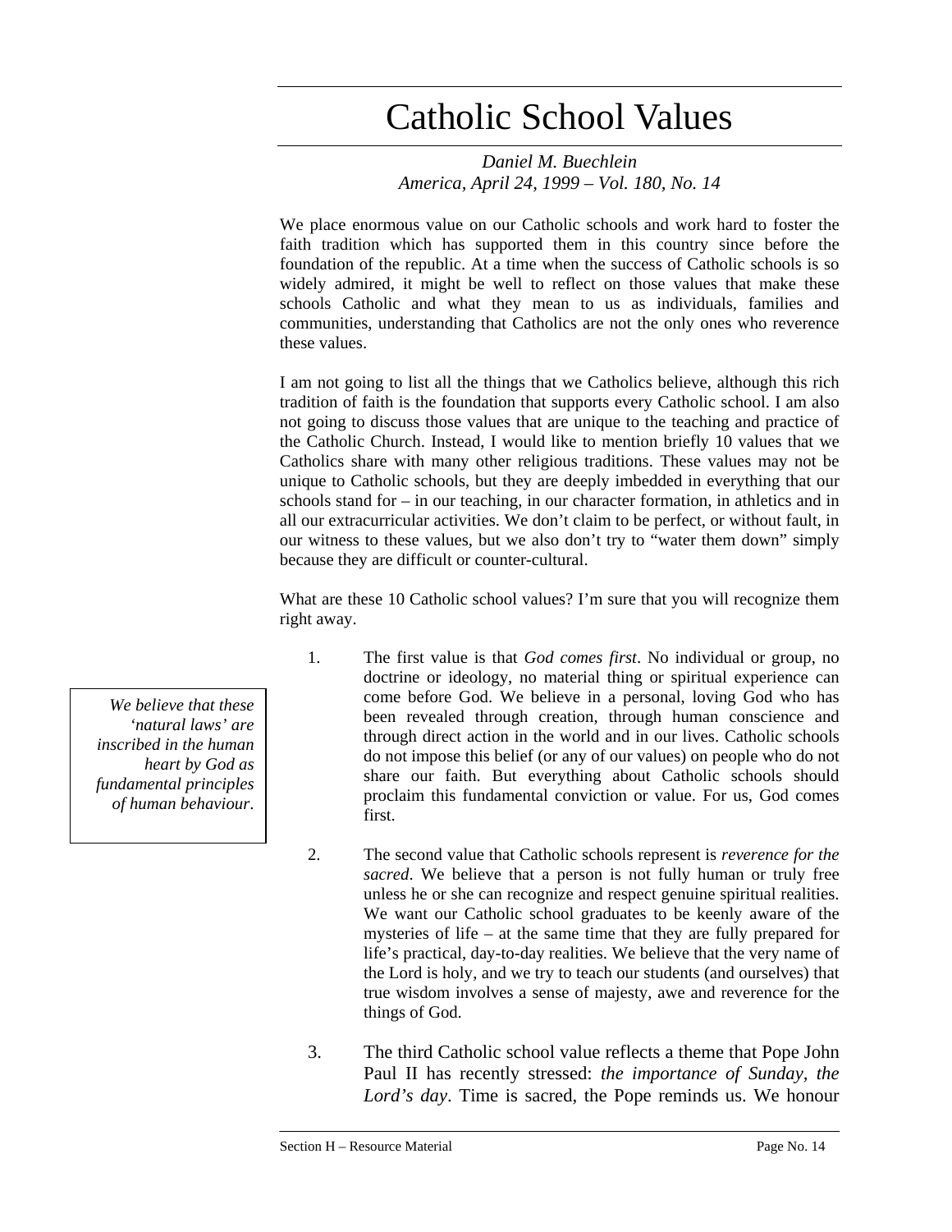# Catholic School Values

*Daniel M. Buechlein*
*America, April 24, 1999 – Vol. 180, No. 14*

We place enormous value on our Catholic schools and work hard to foster the faith tradition which has supported them in this country since before the foundation of the republic. At a time when the success of Catholic schools is so widely admired, it might be well to reflect on those values that make these schools Catholic and what they mean to us as individuals, families and communities, understanding that Catholics are not the only ones who reverence these values.

I am not going to list all the things that we Catholics believe, although this rich tradition of faith is the foundation that supports every Catholic school. I am also not going to discuss those values that are unique to the teaching and practice of the Catholic Church. Instead, I would like to mention briefly 10 values that we Catholics share with many other religious traditions. These values may not be unique to Catholic schools, but they are deeply imbedded in everything that our schools stand for – in our teaching, in our character formation, in athletics and in all our extracurricular activities. We don't claim to be perfect, or without fault, in our witness to these values, but we also don't try to "water them down" simply because they are difficult or counter-cultural.

What are these 10 Catholic school values? I'm sure that you will recognize them right away.

> *We believe that these 'natural laws' are inscribed in the human heart by God as fundamental principles of human behaviour.*

1. The first value is that *God comes first*. No individual or group, no doctrine or ideology, no material thing or spiritual experience can come before God. We believe in a personal, loving God who has been revealed through creation, through human conscience and through direct action in the world and in our lives. Catholic schools do not impose this belief (or any of our values) on people who do not share our faith. But everything about Catholic schools should proclaim this fundamental conviction or value. For us, God comes first.

2. The second value that Catholic schools represent is *reverence for the sacred*. We believe that a person is not fully human or truly free unless he or she can recognize and respect genuine spiritual realities. We want our Catholic school graduates to be keenly aware of the mysteries of life – at the same time that they are fully prepared for life's practical, day-to-day realities. We believe that the very name of the Lord is holy, and we try to teach our students (and ourselves) that true wisdom involves a sense of majesty, awe and reverence for the things of God.

3. The third Catholic school value reflects a theme that Pope John Paul II has recently stressed: *the importance of Sunday, the Lord's day*. Time is sacred, the Pope reminds us. We honour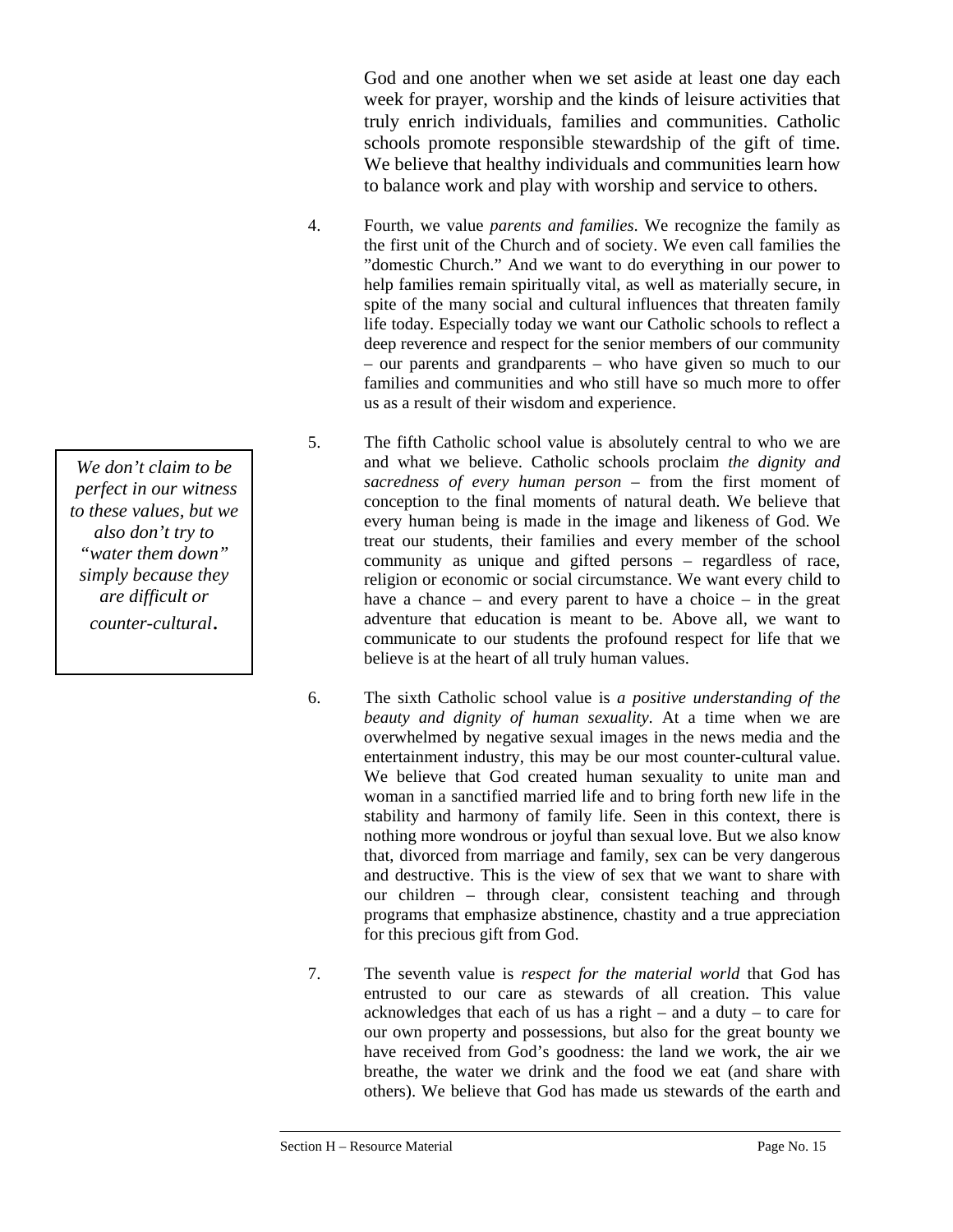God and one another when we set aside at least one day each week for prayer, worship and the kinds of leisure activities that truly enrich individuals, families and communities. Catholic schools promote responsible stewardship of the gift of time. We believe that healthy individuals and communities learn how to balance work and play with worship and service to others.

4. Fourth, we value *parents and families*. We recognize the family as the first unit of the Church and of society. We even call families the "domestic Church." And we want to do everything in our power to help families remain spiritually vital, as well as materially secure, in spite of the many social and cultural influences that threaten family life today. Especially today we want our Catholic schools to reflect a deep reverence and respect for the senior members of our community – our parents and grandparents – who have given so much to our families and communities and who still have so much more to offer us as a result of their wisdom and experience.

> *We don't claim to be perfect in our witness to these values, but we also don't try to "water them down" simply because they are difficult or counter-cultural.*

5. The fifth Catholic school value is absolutely central to who we are and what we believe. Catholic schools proclaim *the dignity and sacredness of every human person* – from the first moment of conception to the final moments of natural death. We believe that every human being is made in the image and likeness of God. We treat our students, their families and every member of the school community as unique and gifted persons – regardless of race, religion or economic or social circumstance. We want every child to have a chance – and every parent to have a choice – in the great adventure that education is meant to be. Above all, we want to communicate to our students the profound respect for life that we believe is at the heart of all truly human values.

6. The sixth Catholic school value is *a positive understanding of the beauty and dignity of human sexuality*. At a time when we are overwhelmed by negative sexual images in the news media and the entertainment industry, this may be our most counter-cultural value. We believe that God created human sexuality to unite man and woman in a sanctified married life and to bring forth new life in the stability and harmony of family life. Seen in this context, there is nothing more wondrous or joyful than sexual love. But we also know that, divorced from marriage and family, sex can be very dangerous and destructive. This is the view of sex that we want to share with our children – through clear, consistent teaching and through programs that emphasize abstinence, chastity and a true appreciation for this precious gift from God.

7. The seventh value is *respect for the material world* that God has entrusted to our care as stewards of all creation. This value acknowledges that each of us has a right – and a duty – to care for our own property and possessions, but also for the great bounty we have received from God's goodness: the land we work, the air we breathe, the water we drink and the food we eat (and share with others). We believe that God has made us stewards of the earth and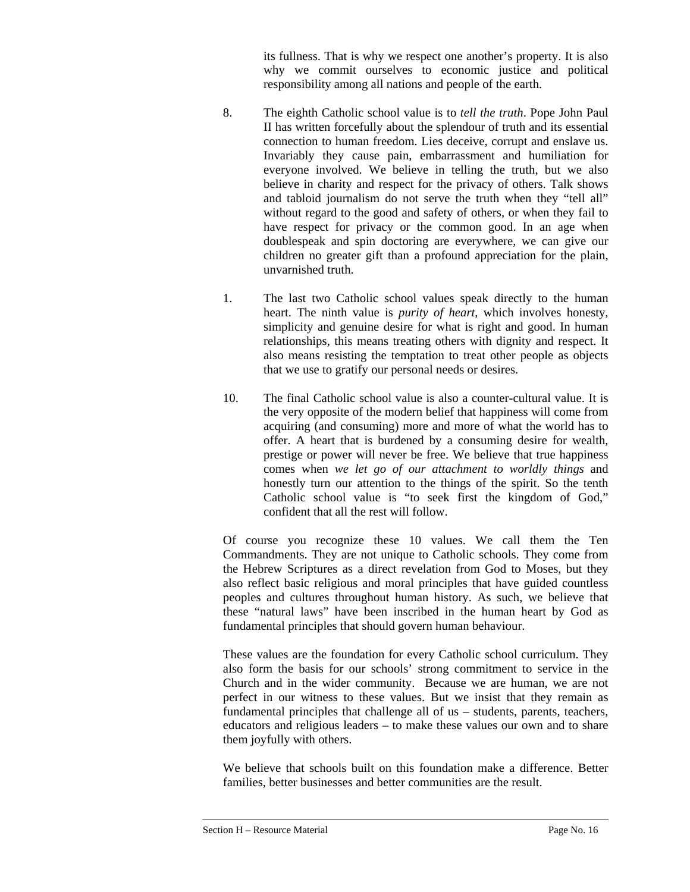its fullness. That is why we respect one another's property. It is also why we commit ourselves to economic justice and political responsibility among all nations and people of the earth.

8. The eighth Catholic school value is to *tell the truth*. Pope John Paul II has written forcefully about the splendour of truth and its essential connection to human freedom. Lies deceive, corrupt and enslave us. Invariably they cause pain, embarrassment and humiliation for everyone involved. We believe in telling the truth, but we also believe in charity and respect for the privacy of others. Talk shows and tabloid journalism do not serve the truth when they "tell all" without regard to the good and safety of others, or when they fail to have respect for privacy or the common good. In an age when doublespeak and spin doctoring are everywhere, we can give our children no greater gift than a profound appreciation for the plain, unvarnished truth.

1. The last two Catholic school values speak directly to the human heart. The ninth value is *purity of heart*, which involves honesty, simplicity and genuine desire for what is right and good. In human relationships, this means treating others with dignity and respect. It also means resisting the temptation to treat other people as objects that we use to gratify our personal needs or desires.

10. The final Catholic school value is also a counter-cultural value. It is the very opposite of the modern belief that happiness will come from acquiring (and consuming) more and more of what the world has to offer. A heart that is burdened by a consuming desire for wealth, prestige or power will never be free. We believe that true happiness comes when *we let go of our attachment to worldly things* and honestly turn our attention to the things of the spirit. So the tenth Catholic school value is "to seek first the kingdom of God," confident that all the rest will follow.

Of course you recognize these 10 values. We call them the Ten Commandments. They are not unique to Catholic schools. They come from the Hebrew Scriptures as a direct revelation from God to Moses, but they also reflect basic religious and moral principles that have guided countless peoples and cultures throughout human history. As such, we believe that these "natural laws" have been inscribed in the human heart by God as fundamental principles that should govern human behaviour.

These values are the foundation for every Catholic school curriculum. They also form the basis for our schools' strong commitment to service in the Church and in the wider community. Because we are human, we are not perfect in our witness to these values. But we insist that they remain as fundamental principles that challenge all of us – students, parents, teachers, educators and religious leaders – to make these values our own and to share them joyfully with others.

We believe that schools built on this foundation make a difference. Better families, better businesses and better communities are the result.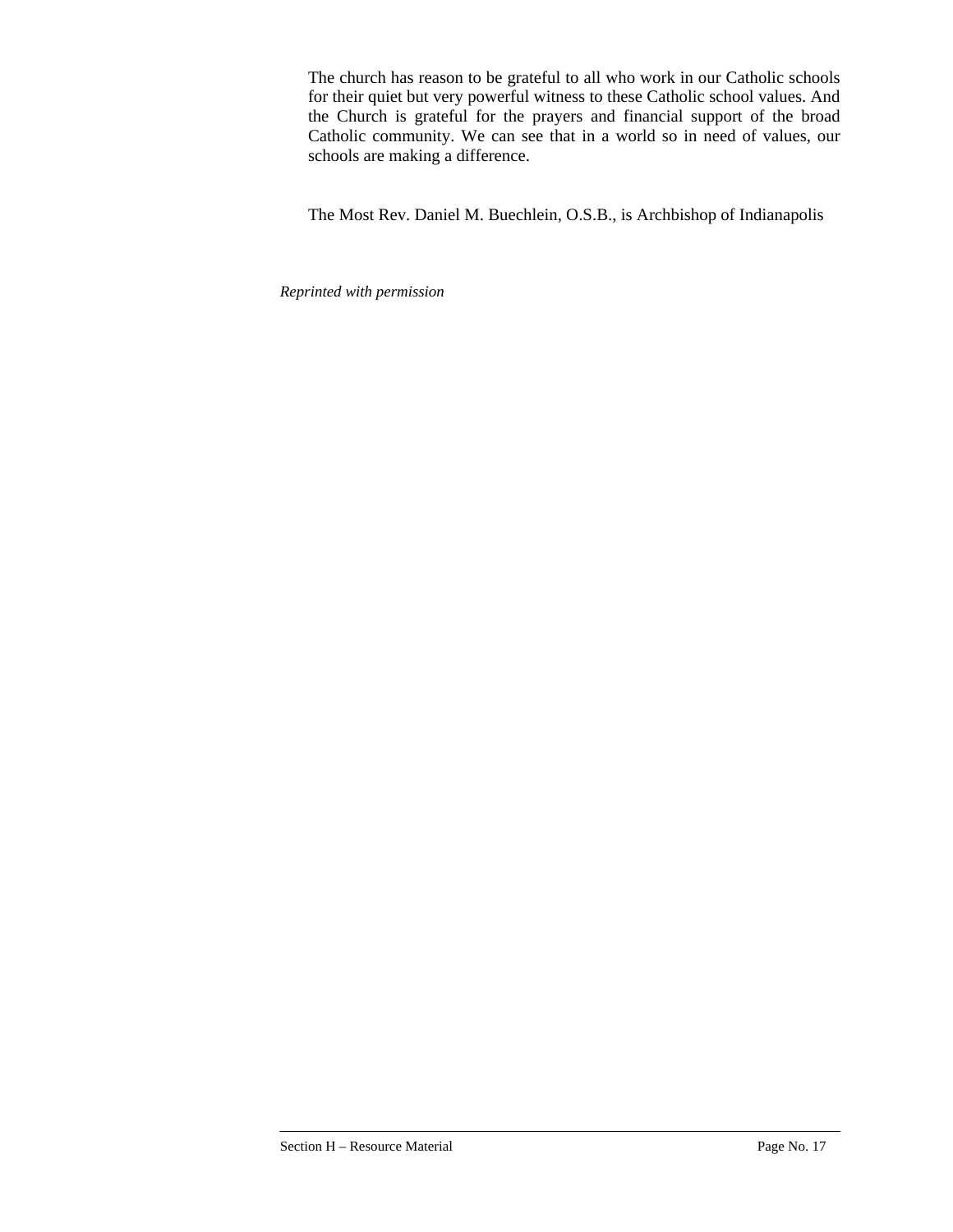The church has reason to be grateful to all who work in our Catholic schools for their quiet but very powerful witness to these Catholic school values. And the Church is grateful for the prayers and financial support of the broad Catholic community. We can see that in a world so in need of values, our schools are making a difference.

The Most Rev. Daniel M. Buechlein, O.S.B., is Archbishop of Indianapolis

*Reprinted with permission*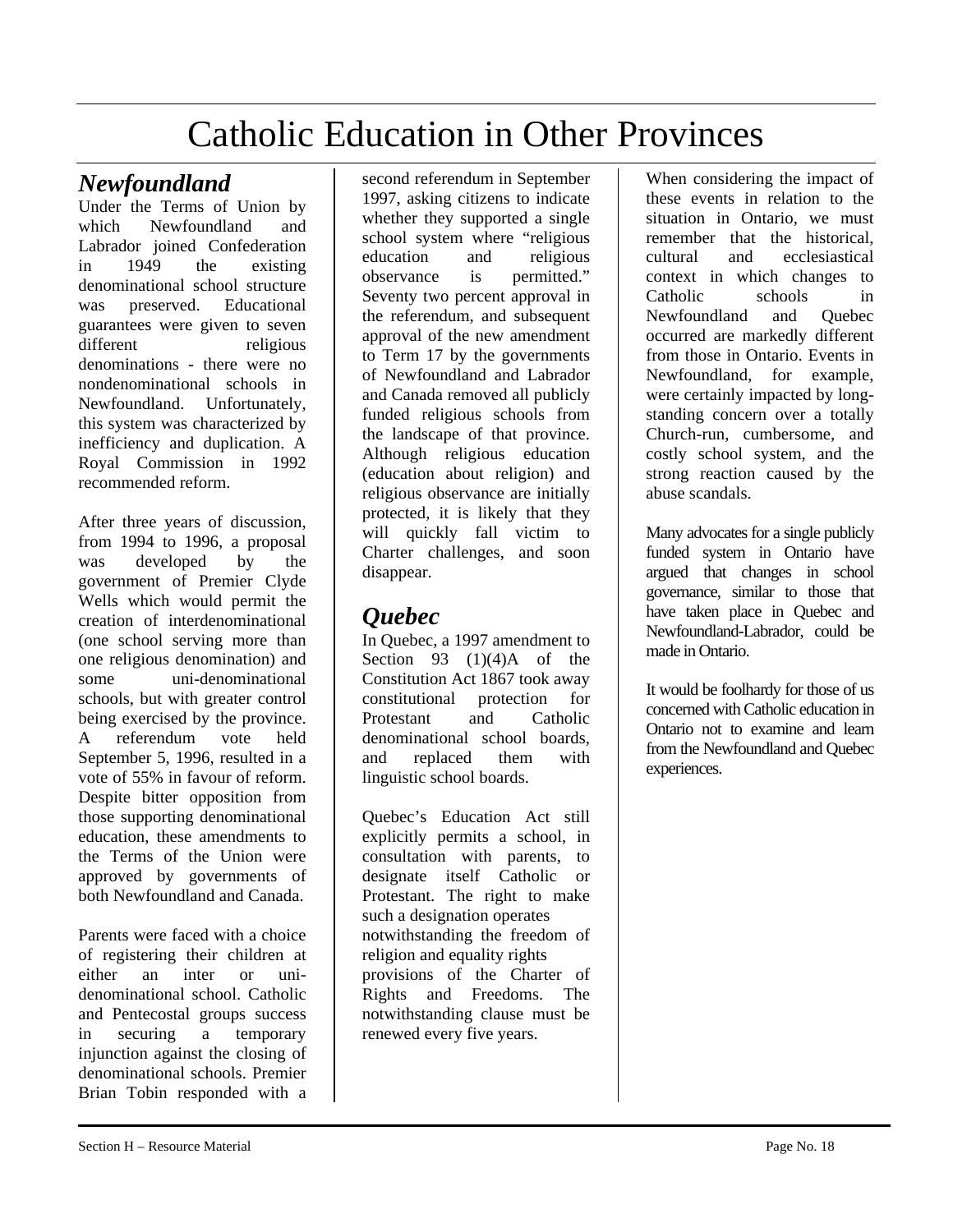# Catholic Education in Other Provinces

## *Newfoundland*

Under the Terms of Union by which Newfoundland and Labrador joined Confederation in 1949 the existing denominational school structure was preserved. Educational guarantees were given to seven different religious denominations - there were no nondenominational schools in Newfoundland. Unfortunately, this system was characterized by inefficiency and duplication. A Royal Commission in 1992 recommended reform.

After three years of discussion, from 1994 to 1996, a proposal was developed by the government of Premier Clyde Wells which would permit the creation of interdenominational (one school serving more than one religious denomination) and some uni-denominational schools, but with greater control being exercised by the province. A referendum vote held September 5, 1996, resulted in a vote of 55% in favour of reform. Despite bitter opposition from those supporting denominational education, these amendments to the Terms of the Union were approved by governments of both Newfoundland and Canada.

Parents were faced with a choice of registering their children at either an inter or uni-denominational school. Catholic and Pentecostal groups success in securing a temporary injunction against the closing of denominational schools. Premier Brian Tobin responded with a second referendum in September 1997, asking citizens to indicate whether they supported a single school system where "religious education and religious observance is permitted." Seventy two percent approval in the referendum, and subsequent approval of the new amendment to Term 17 by the governments of Newfoundland and Labrador and Canada removed all publicly funded religious schools from the landscape of that province. Although religious education (education about religion) and religious observance are initially protected, it is likely that they will quickly fall victim to Charter challenges, and soon disappear.

## *Quebec*

In Quebec, a 1997 amendment to Section 93 (1)(4)A of the Constitution Act 1867 took away constitutional protection for Protestant and Catholic denominational school boards, and replaced them with linguistic school boards.

Quebec's Education Act still explicitly permits a school, in consultation with parents, to designate itself Catholic or Protestant. The right to make such a designation operates notwithstanding the freedom of religion and equality rights provisions of the Charter of Rights and Freedoms. The notwithstanding clause must be renewed every five years.

When considering the impact of these events in relation to the situation in Ontario, we must remember that the historical, cultural and ecclesiastical context in which changes to Catholic schools in Newfoundland and Quebec occurred are markedly different from those in Ontario. Events in Newfoundland, for example, were certainly impacted by long-standing concern over a totally Church-run, cumbersome, and costly school system, and the strong reaction caused by the abuse scandals.

Many advocates for a single publicly funded system in Ontario have argued that changes in school governance, similar to those that have taken place in Quebec and Newfoundland-Labrador, could be made in Ontario.

It would be foolhardy for those of us concerned with Catholic education in Ontario not to examine and learn from the Newfoundland and Quebec experiences.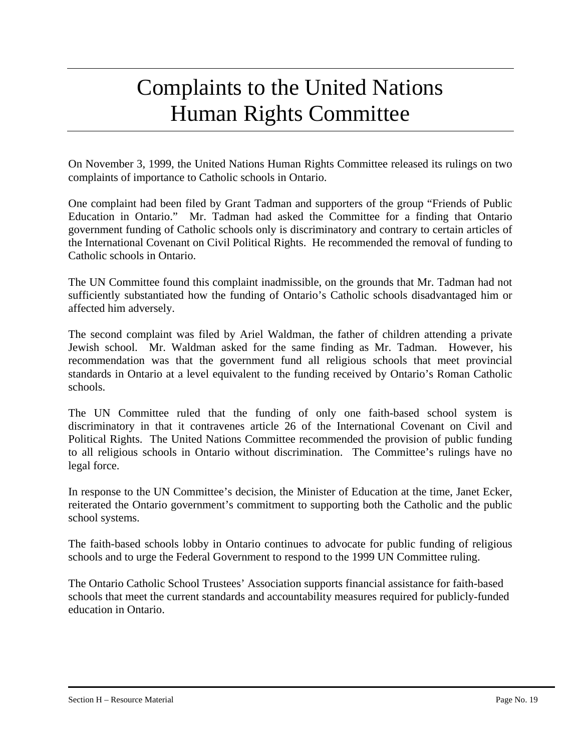# Complaints to the United Nations Human Rights Committee

On November 3, 1999, the United Nations Human Rights Committee released its rulings on two complaints of importance to Catholic schools in Ontario.

One complaint had been filed by Grant Tadman and supporters of the group "Friends of Public Education in Ontario." Mr. Tadman had asked the Committee for a finding that Ontario government funding of Catholic schools only is discriminatory and contrary to certain articles of the International Covenant on Civil Political Rights. He recommended the removal of funding to Catholic schools in Ontario.

The UN Committee found this complaint inadmissible, on the grounds that Mr. Tadman had not sufficiently substantiated how the funding of Ontario's Catholic schools disadvantaged him or affected him adversely.

The second complaint was filed by Ariel Waldman, the father of children attending a private Jewish school. Mr. Waldman asked for the same finding as Mr. Tadman. However, his recommendation was that the government fund all religious schools that meet provincial standards in Ontario at a level equivalent to the funding received by Ontario's Roman Catholic schools.

The UN Committee ruled that the funding of only one faith-based school system is discriminatory in that it contravenes article 26 of the International Covenant on Civil and Political Rights. The United Nations Committee recommended the provision of public funding to all religious schools in Ontario without discrimination. The Committee's rulings have no legal force.

In response to the UN Committee's decision, the Minister of Education at the time, Janet Ecker, reiterated the Ontario government's commitment to supporting both the Catholic and the public school systems.

The faith-based schools lobby in Ontario continues to advocate for public funding of religious schools and to urge the Federal Government to respond to the 1999 UN Committee ruling.

The Ontario Catholic School Trustees' Association supports financial assistance for faith-based schools that meet the current standards and accountability measures required for publicly-funded education in Ontario.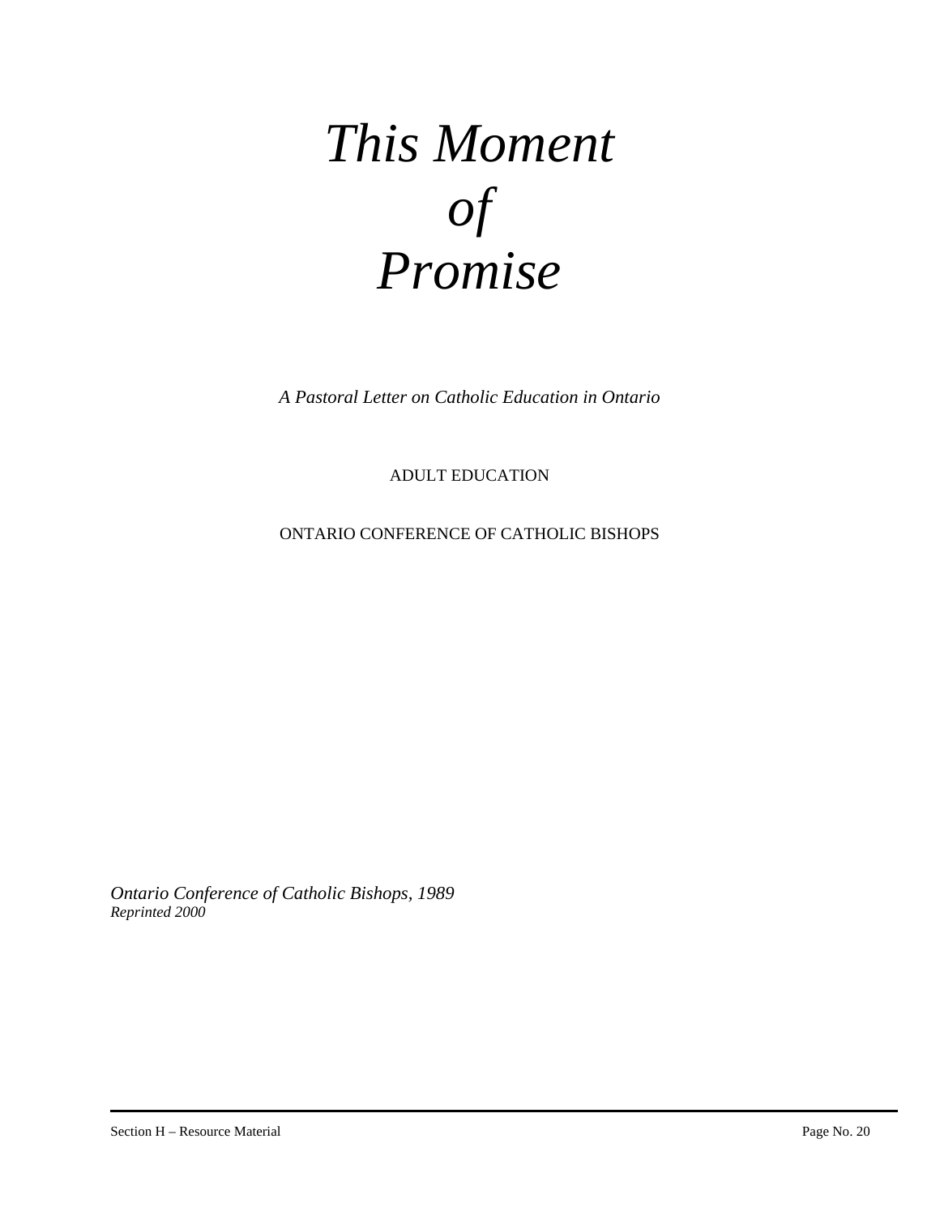# *This Moment of Promise*

*A Pastoral Letter on Catholic Education in Ontario*

ADULT EDUCATION

ONTARIO CONFERENCE OF CATHOLIC BISHOPS

*Ontario Conference of Catholic Bishops, 1989*
*Reprinted 2000*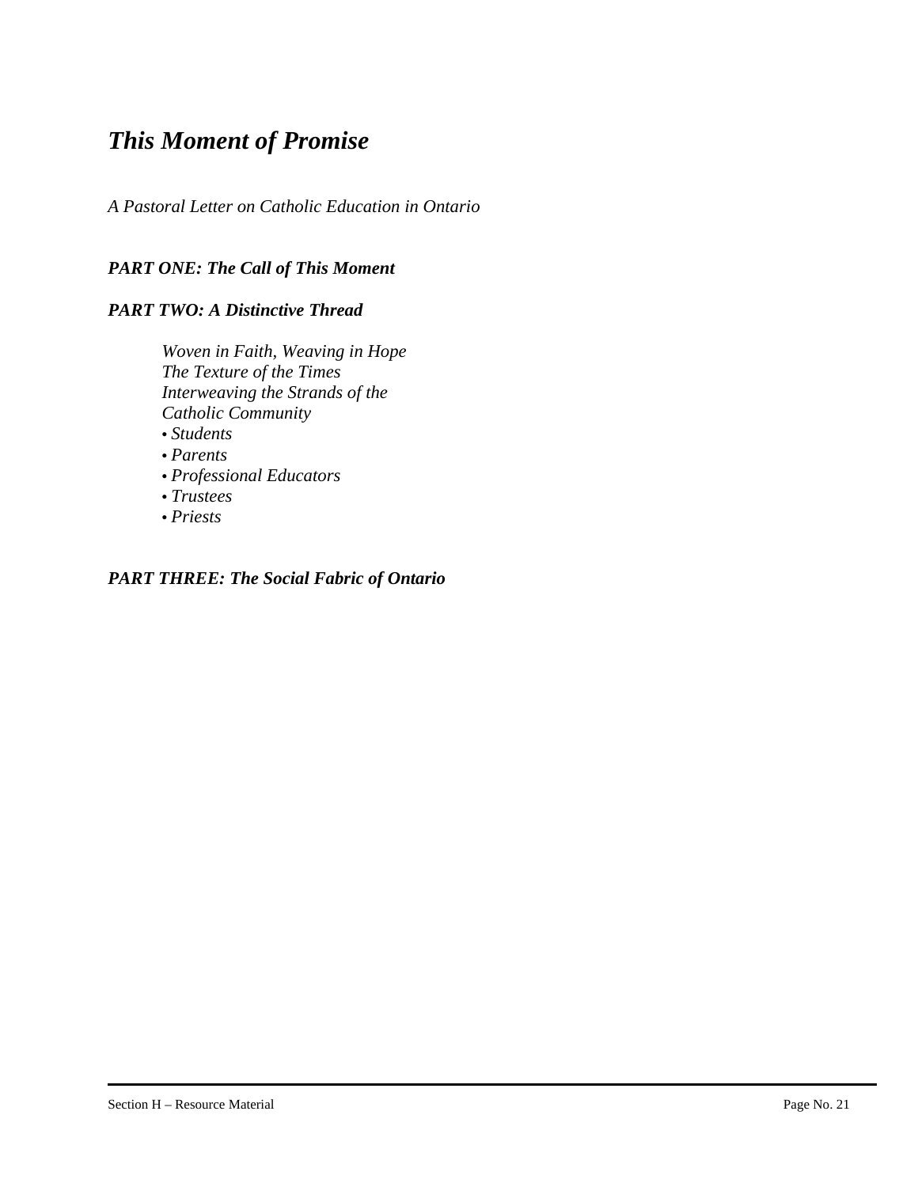# *This Moment of Promise*

*A Pastoral Letter on Catholic Education in Ontario*

***PART ONE: The Call of This Moment***

***PART TWO: A Distinctive Thread***

*Woven in Faith, Weaving in Hope*
*The Texture of the Times*
*Interweaving the Strands of the Catholic Community*

- *Students*
- *Parents*
- *Professional Educators*
- *Trustees*
- *Priests*

***PART THREE: The Social Fabric of Ontario***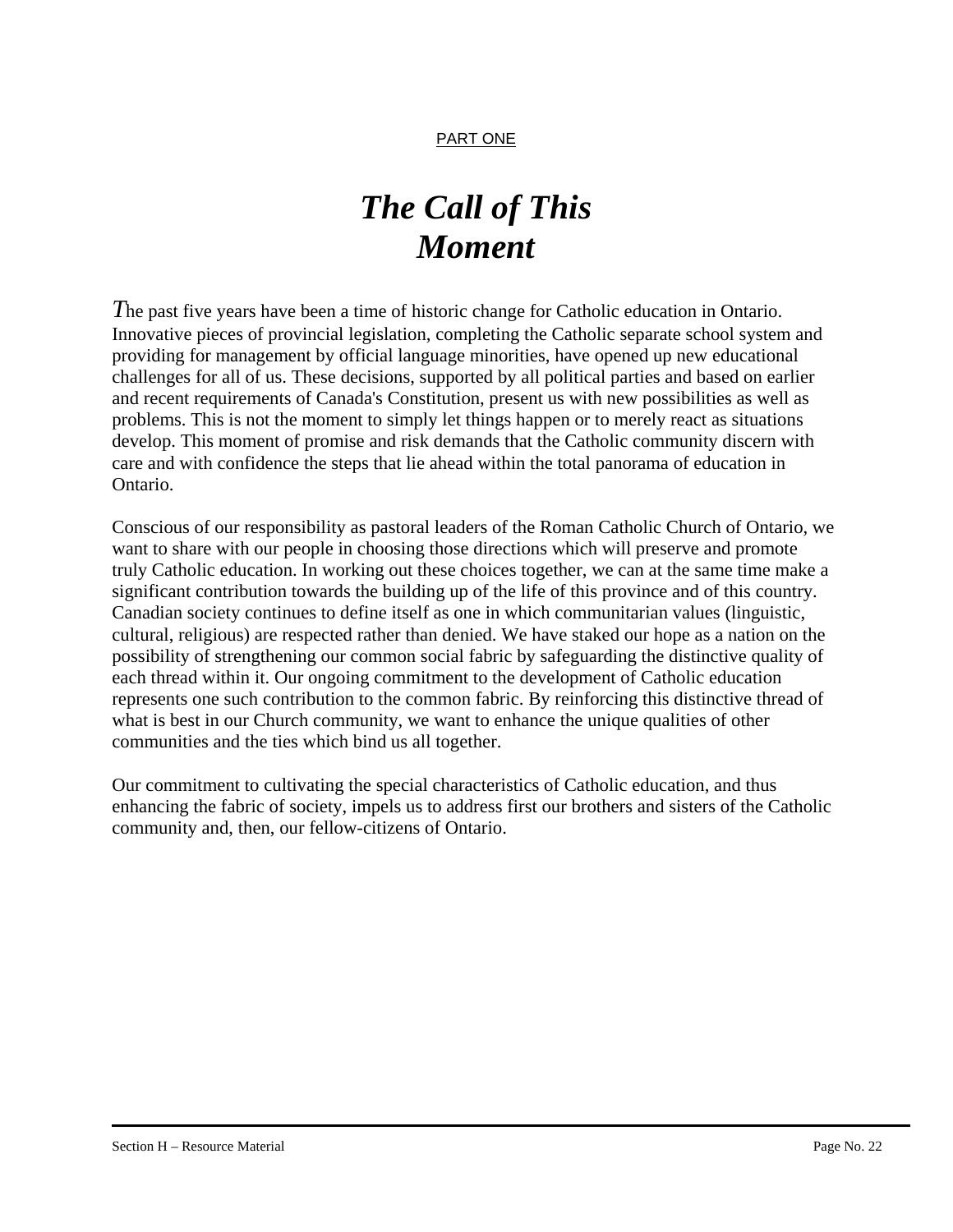PART ONE

# *The Call of This Moment*

The past five years have been a time of historic change for Catholic education in Ontario. Innovative pieces of provincial legislation, completing the Catholic separate school system and providing for management by official language minorities, have opened up new educational challenges for all of us. These decisions, supported by all political parties and based on earlier and recent requirements of Canada's Constitution, present us with new possibilities as well as problems. This is not the moment to simply let things happen or to merely react as situations develop. This moment of promise and risk demands that the Catholic community discern with care and with confidence the steps that lie ahead within the total panorama of education in Ontario.

Conscious of our responsibility as pastoral leaders of the Roman Catholic Church of Ontario, we want to share with our people in choosing those directions which will preserve and promote truly Catholic education. In working out these choices together, we can at the same time make a significant contribution towards the building up of the life of this province and of this country. Canadian society continues to define itself as one in which communitarian values (linguistic, cultural, religious) are respected rather than denied. We have staked our hope as a nation on the possibility of strengthening our common social fabric by safeguarding the distinctive quality of each thread within it. Our ongoing commitment to the development of Catholic education represents one such contribution to the common fabric. By reinforcing this distinctive thread of what is best in our Church community, we want to enhance the unique qualities of other communities and the ties which bind us all together.

Our commitment to cultivating the special characteristics of Catholic education, and thus enhancing the fabric of society, impels us to address first our brothers and sisters of the Catholic community and, then, our fellow-citizens of Ontario.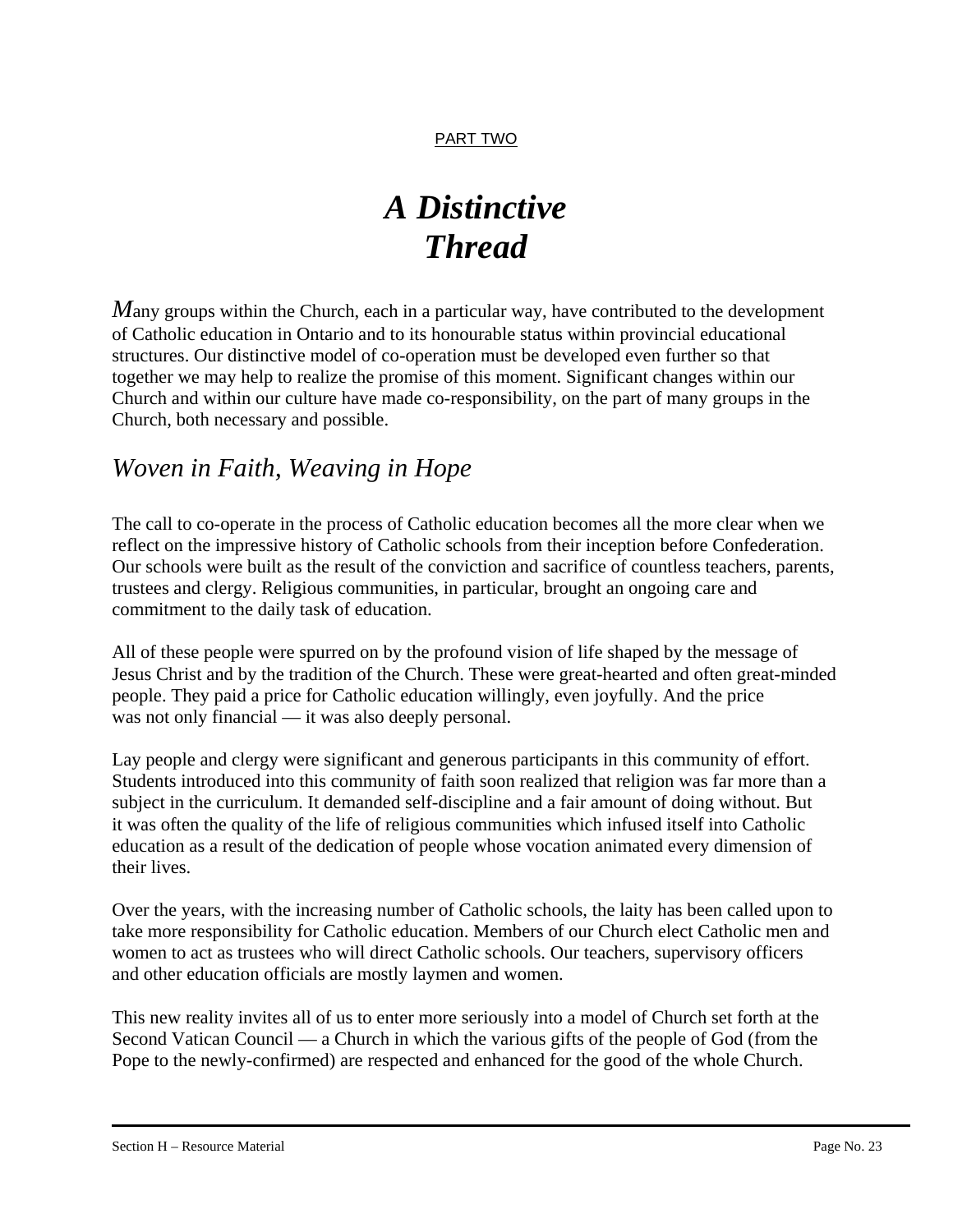PART TWO

# *A Distinctive Thread*

*M*any groups within the Church, each in a particular way, have contributed to the development of Catholic education in Ontario and to its honourable status within provincial educational structures. Our distinctive model of co-operation must be developed even further so that together we may help to realize the promise of this moment. Significant changes within our Church and within our culture have made co-responsibility, on the part of many groups in the Church, both necessary and possible.

## *Woven in Faith, Weaving in Hope*

The call to co-operate in the process of Catholic education becomes all the more clear when we reflect on the impressive history of Catholic schools from their inception before Confederation. Our schools were built as the result of the conviction and sacrifice of countless teachers, parents, trustees and clergy. Religious communities, in particular, brought an ongoing care and commitment to the daily task of education.

All of these people were spurred on by the profound vision of life shaped by the message of Jesus Christ and by the tradition of the Church. These were great-hearted and often great-minded people. They paid a price for Catholic education willingly, even joyfully. And the price was not only financial — it was also deeply personal.

Lay people and clergy were significant and generous participants in this community of effort. Students introduced into this community of faith soon realized that religion was far more than a subject in the curriculum. It demanded self-discipline and a fair amount of doing without. But it was often the quality of the life of religious communities which infused itself into Catholic education as a result of the dedication of people whose vocation animated every dimension of their lives.

Over the years, with the increasing number of Catholic schools, the laity has been called upon to take more responsibility for Catholic education. Members of our Church elect Catholic men and women to act as trustees who will direct Catholic schools. Our teachers, supervisory officers and other education officials are mostly laymen and women.

This new reality invites all of us to enter more seriously into a model of Church set forth at the Second Vatican Council — a Church in which the various gifts of the people of God (from the Pope to the newly-confirmed) are respected and enhanced for the good of the whole Church.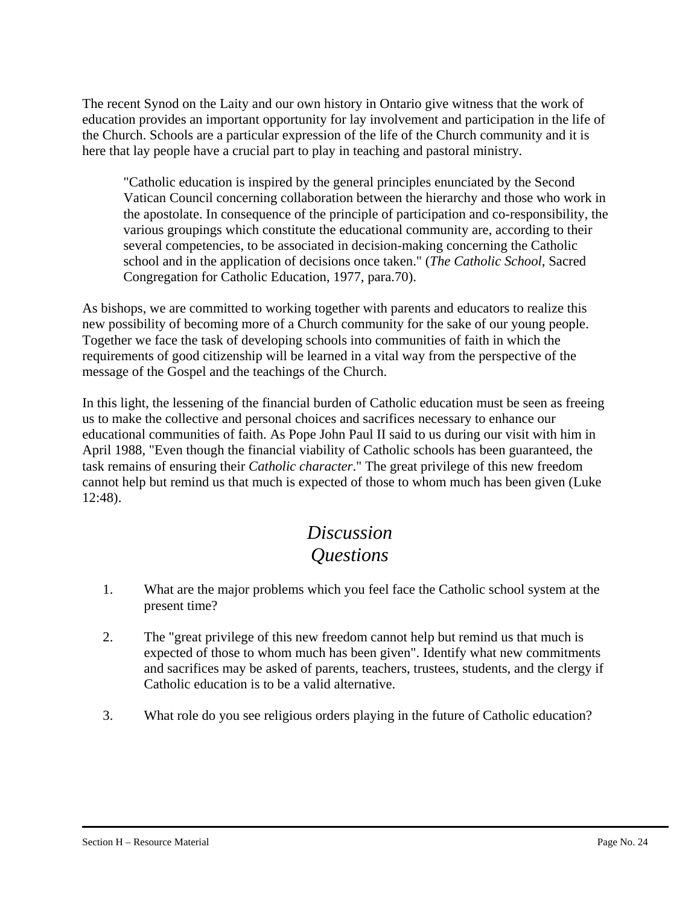The recent Synod on the Laity and our own history in Ontario give witness that the work of education provides an important opportunity for lay involvement and participation in the life of the Church. Schools are a particular expression of the life of the Church community and it is here that lay people have a crucial part to play in teaching and pastoral ministry.

> "Catholic education is inspired by the general principles enunciated by the Second Vatican Council concerning collaboration between the hierarchy and those who work in the apostolate. In consequence of the principle of participation and co-responsibility, the various groupings which constitute the educational community are, according to their several competencies, to be associated in decision-making concerning the Catholic school and in the application of decisions once taken." (*The Catholic School*, Sacred Congregation for Catholic Education, 1977, para.70).

As bishops, we are committed to working together with parents and educators to realize this new possibility of becoming more of a Church community for the sake of our young people. Together we face the task of developing schools into communities of faith in which the requirements of good citizenship will be learned in a vital way from the perspective of the message of the Gospel and the teachings of the Church.

In this light, the lessening of the financial burden of Catholic education must be seen as freeing us to make the collective and personal choices and sacrifices necessary to enhance our educational communities of faith. As Pope John Paul II said to us during our visit with him in April 1988, "Even though the financial viability of Catholic schools has been guaranteed, the task remains of ensuring their *Catholic character*." The great privilege of this new freedom cannot help but remind us that much is expected of those to whom much has been given (Luke 12:48).

## *Discussion Questions*

1. What are the major problems which you feel face the Catholic school system at the present time?

2. The "great privilege of this new freedom cannot help but remind us that much is expected of those to whom much has been given". Identify what new commitments and sacrifices may be asked of parents, teachers, trustees, students, and the clergy if Catholic education is to be a valid alternative.

3. What role do you see religious orders playing in the future of Catholic education?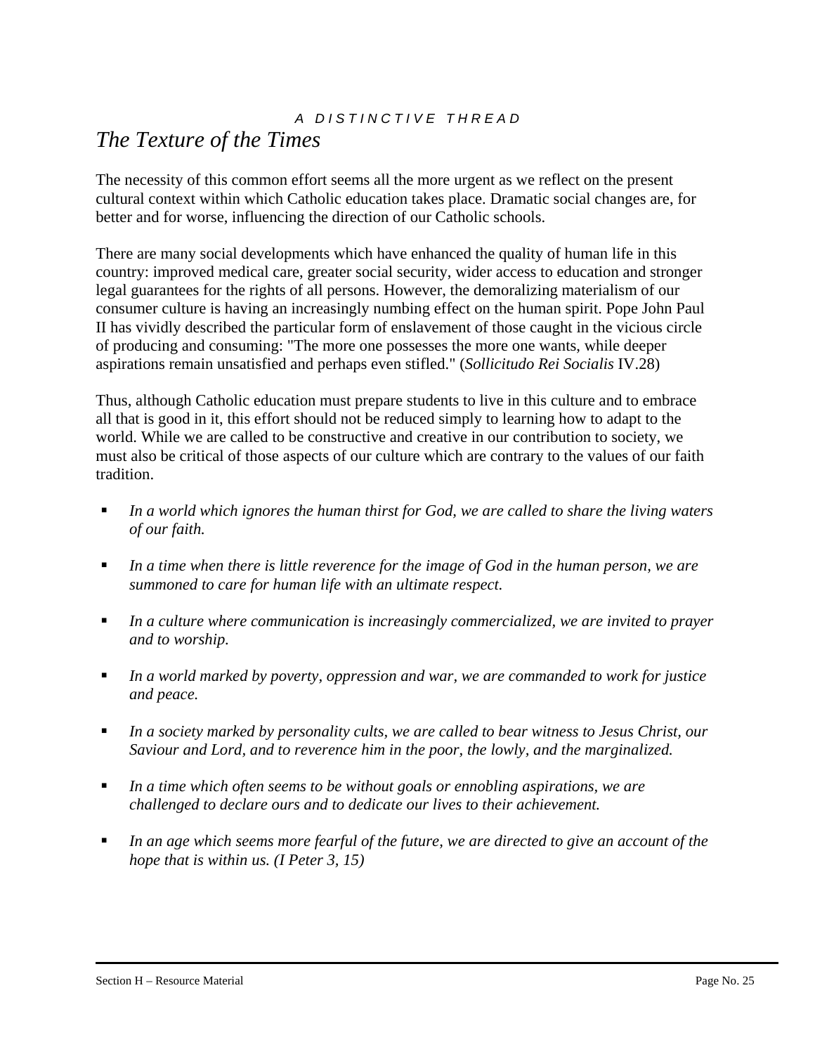*A DISTINCTIVE THREAD*

# *The Texture of the Times*

The necessity of this common effort seems all the more urgent as we reflect on the present cultural context within which Catholic education takes place. Dramatic social changes are, for better and for worse, influencing the direction of our Catholic schools.

There are many social developments which have enhanced the quality of human life in this country: improved medical care, greater social security, wider access to education and stronger legal guarantees for the rights of all persons. However, the demoralizing materialism of our consumer culture is having an increasingly numbing effect on the human spirit. Pope John Paul II has vividly described the particular form of enslavement of those caught in the vicious circle of producing and consuming: "The more one possesses the more one wants, while deeper aspirations remain unsatisfied and perhaps even stifled." (*Sollicitudo Rei Socialis* IV.28)

Thus, although Catholic education must prepare students to live in this culture and to embrace all that is good in it, this effort should not be reduced simply to learning how to adapt to the world. While we are called to be constructive and creative in our contribution to society, we must also be critical of those aspects of our culture which are contrary to the values of our faith tradition.

- *In a world which ignores the human thirst for God, we are called to share the living waters of our faith.*
- *In a time when there is little reverence for the image of God in the human person, we are summoned to care for human life with an ultimate respect.*
- *In a culture where communication is increasingly commercialized, we are invited to prayer and to worship.*
- *In a world marked by poverty, oppression and war, we are commanded to work for justice and peace.*
- *In a society marked by personality cults, we are called to bear witness to Jesus Christ, our Saviour and Lord, and to reverence him in the poor, the lowly, and the marginalized.*
- *In a time which often seems to be without goals or ennobling aspirations, we are challenged to declare ours and to dedicate our lives to their achievement.*
- *In an age which seems more fearful of the future, we are directed to give an account of the hope that is within us. (I Peter 3, 15)*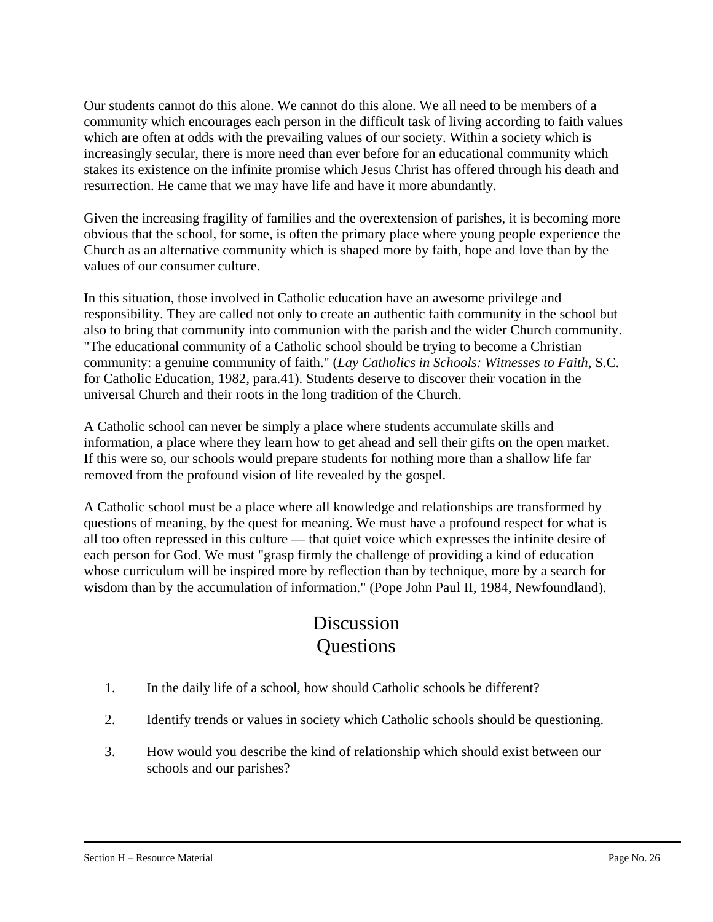Our students cannot do this alone. We cannot do this alone. We all need to be members of a community which encourages each person in the difficult task of living according to faith values which are often at odds with the prevailing values of our society. Within a society which is increasingly secular, there is more need than ever before for an educational community which stakes its existence on the infinite promise which Jesus Christ has offered through his death and resurrection. He came that we may have life and have it more abundantly.

Given the increasing fragility of families and the overextension of parishes, it is becoming more obvious that the school, for some, is often the primary place where young people experience the Church as an alternative community which is shaped more by faith, hope and love than by the values of our consumer culture.

In this situation, those involved in Catholic education have an awesome privilege and responsibility. They are called not only to create an authentic faith community in the school but also to bring that community into communion with the parish and the wider Church community. "The educational community of a Catholic school should be trying to become a Christian community: a genuine community of faith." (*Lay Catholics in Schools: Witnesses to Faith*, S.C. for Catholic Education, 1982, para.41). Students deserve to discover their vocation in the universal Church and their roots in the long tradition of the Church.

A Catholic school can never be simply a place where students accumulate skills and information, a place where they learn how to get ahead and sell their gifts on the open market. If this were so, our schools would prepare students for nothing more than a shallow life far removed from the profound vision of life revealed by the gospel.

A Catholic school must be a place where all knowledge and relationships are transformed by questions of meaning, by the quest for meaning. We must have a profound respect for what is all too often repressed in this culture — that quiet voice which expresses the infinite desire of each person for God. We must "grasp firmly the challenge of providing a kind of education whose curriculum will be inspired more by reflection than by technique, more by a search for wisdom than by the accumulation of information." (Pope John Paul II, 1984, Newfoundland).

## Discussion Questions

1. In the daily life of a school, how should Catholic schools be different?
2. Identify trends or values in society which Catholic schools should be questioning.
3. How would you describe the kind of relationship which should exist between our schools and our parishes?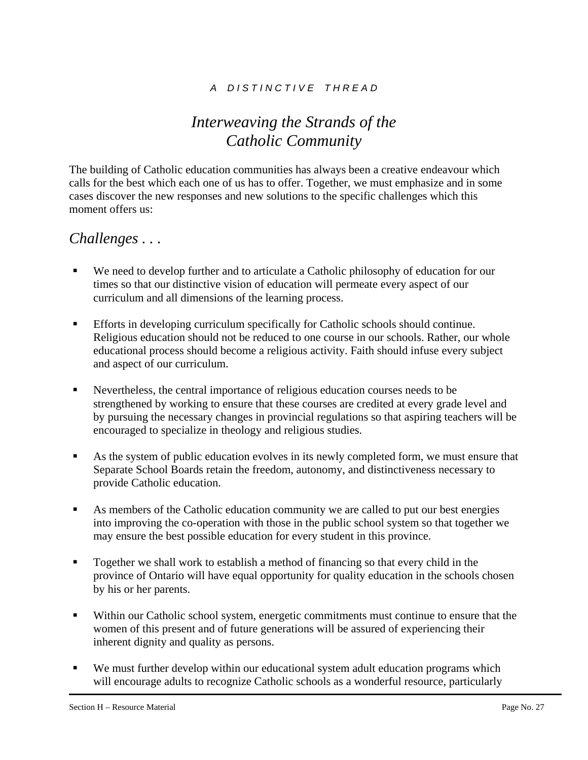*A DISTINCTIVE THREAD*

# *Interweaving the Strands of the Catholic Community*

The building of Catholic education communities has always been a creative endeavour which calls for the best which each one of us has to offer. Together, we must emphasize and in some cases discover the new responses and new solutions to the specific challenges which this moment offers us:

## *Challenges . . .*

- We need to develop further and to articulate a Catholic philosophy of education for our times so that our distinctive vision of education will permeate every aspect of our curriculum and all dimensions of the learning process.
- Efforts in developing curriculum specifically for Catholic schools should continue. Religious education should not be reduced to one course in our schools. Rather, our whole educational process should become a religious activity. Faith should infuse every subject and aspect of our curriculum.
- Nevertheless, the central importance of religious education courses needs to be strengthened by working to ensure that these courses are credited at every grade level and by pursuing the necessary changes in provincial regulations so that aspiring teachers will be encouraged to specialize in theology and religious studies.
- As the system of public education evolves in its newly completed form, we must ensure that Separate School Boards retain the freedom, autonomy, and distinctiveness necessary to provide Catholic education.
- As members of the Catholic education community we are called to put our best energies into improving the co-operation with those in the public school system so that together we may ensure the best possible education for every student in this province.
- Together we shall work to establish a method of financing so that every child in the province of Ontario will have equal opportunity for quality education in the schools chosen by his or her parents.
- Within our Catholic school system, energetic commitments must continue to ensure that the women of this present and of future generations will be assured of experiencing their inherent dignity and quality as persons.
- We must further develop within our educational system adult education programs which will encourage adults to recognize Catholic schools as a wonderful resource, particularly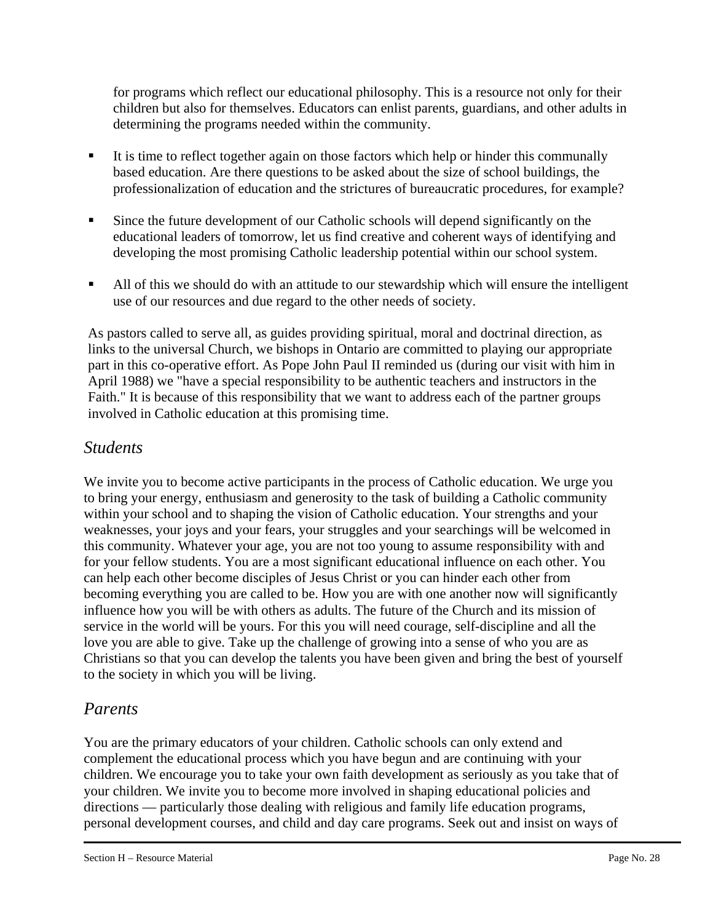for programs which reflect our educational philosophy. This is a resource not only for their children but also for themselves. Educators can enlist parents, guardians, and other adults in determining the programs needed within the community.

- It is time to reflect together again on those factors which help or hinder this communally based education. Are there questions to be asked about the size of school buildings, the professionalization of education and the strictures of bureaucratic procedures, for example?

- Since the future development of our Catholic schools will depend significantly on the educational leaders of tomorrow, let us find creative and coherent ways of identifying and developing the most promising Catholic leadership potential within our school system.

- All of this we should do with an attitude to our stewardship which will ensure the intelligent use of our resources and due regard to the other needs of society.

As pastors called to serve all, as guides providing spiritual, moral and doctrinal direction, as links to the universal Church, we bishops in Ontario are committed to playing our appropriate part in this co-operative effort. As Pope John Paul II reminded us (during our visit with him in April 1988) we "have a special responsibility to be authentic teachers and instructors in the Faith." It is because of this responsibility that we want to address each of the partner groups involved in Catholic education at this promising time.

## *Students*

We invite you to become active participants in the process of Catholic education. We urge you to bring your energy, enthusiasm and generosity to the task of building a Catholic community within your school and to shaping the vision of Catholic education. Your strengths and your weaknesses, your joys and your fears, your struggles and your searchings will be welcomed in this community. Whatever your age, you are not too young to assume responsibility with and for your fellow students. You are a most significant educational influence on each other. You can help each other become disciples of Jesus Christ or you can hinder each other from becoming everything you are called to be. How you are with one another now will significantly influence how you will be with others as adults. The future of the Church and its mission of service in the world will be yours. For this you will need courage, self-discipline and all the love you are able to give. Take up the challenge of growing into a sense of who you are as Christians so that you can develop the talents you have been given and bring the best of yourself to the society in which you will be living.

## *Parents*

You are the primary educators of your children. Catholic schools can only extend and complement the educational process which you have begun and are continuing with your children. We encourage you to take your own faith development as seriously as you take that of your children. We invite you to become more involved in shaping educational policies and directions — particularly those dealing with religious and family life education programs, personal development courses, and child and day care programs. Seek out and insist on ways of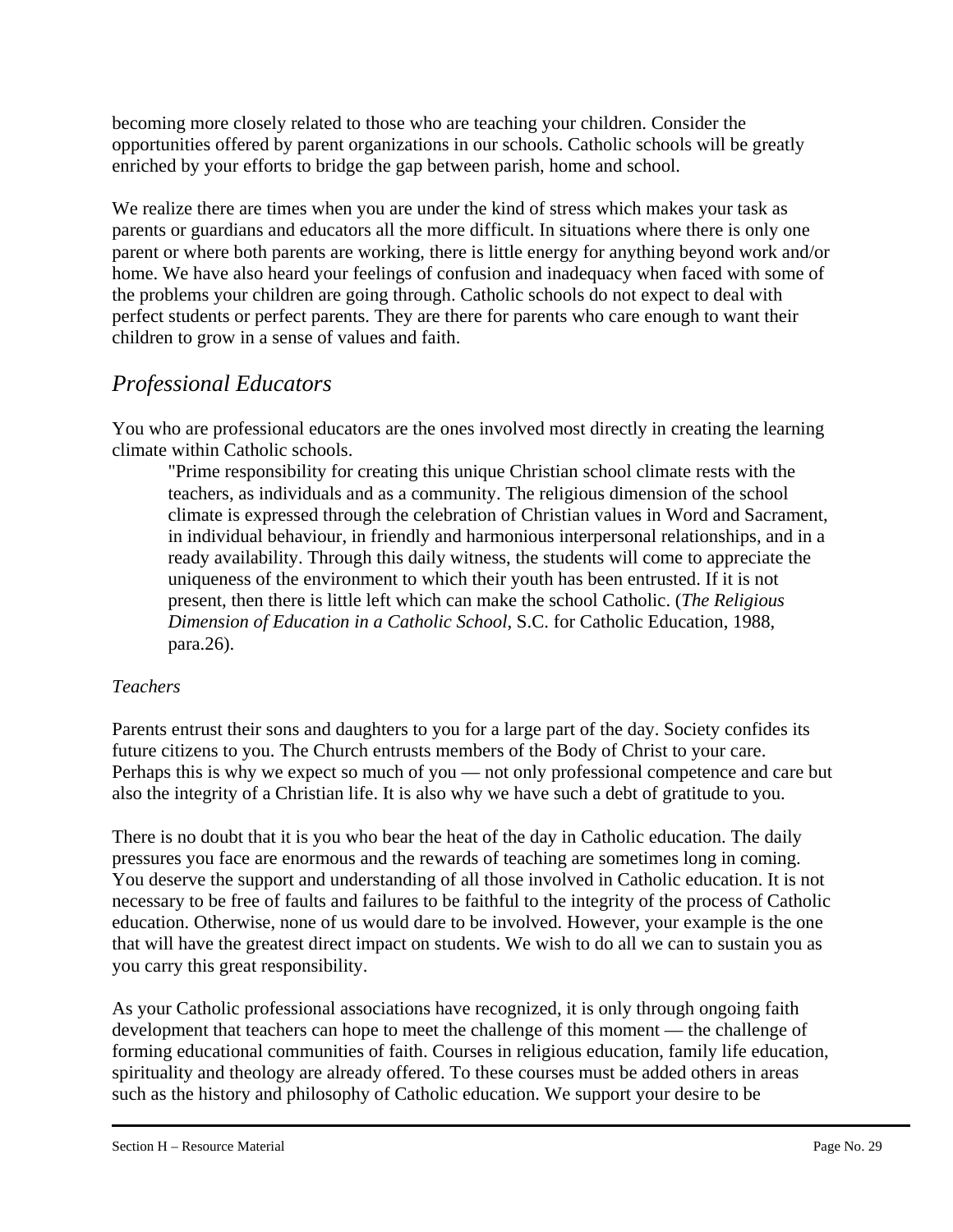becoming more closely related to those who are teaching your children. Consider the opportunities offered by parent organizations in our schools. Catholic schools will be greatly enriched by your efforts to bridge the gap between parish, home and school.

We realize there are times when you are under the kind of stress which makes your task as parents or guardians and educators all the more difficult. In situations where there is only one parent or where both parents are working, there is little energy for anything beyond work and/or home. We have also heard your feelings of confusion and inadequacy when faced with some of the problems your children are going through. Catholic schools do not expect to deal with perfect students or perfect parents. They are there for parents who care enough to want their children to grow in a sense of values and faith.

## *Professional Educators*

You who are professional educators are the ones involved most directly in creating the learning climate within Catholic schools.

> "Prime responsibility for creating this unique Christian school climate rests with the teachers, as individuals and as a community. The religious dimension of the school climate is expressed through the celebration of Christian values in Word and Sacrament, in individual behaviour, in friendly and harmonious interpersonal relationships, and in a ready availability. Through this daily witness, the students will come to appreciate the uniqueness of the environment to which their youth has been entrusted. If it is not present, then there is little left which can make the school Catholic. (*The Religious Dimension of Education in a Catholic School*, S.C. for Catholic Education, 1988, para.26).

### *Teachers*

Parents entrust their sons and daughters to you for a large part of the day. Society confides its future citizens to you. The Church entrusts members of the Body of Christ to your care. Perhaps this is why we expect so much of you — not only professional competence and care but also the integrity of a Christian life. It is also why we have such a debt of gratitude to you.

There is no doubt that it is you who bear the heat of the day in Catholic education. The daily pressures you face are enormous and the rewards of teaching are sometimes long in coming. You deserve the support and understanding of all those involved in Catholic education. It is not necessary to be free of faults and failures to be faithful to the integrity of the process of Catholic education. Otherwise, none of us would dare to be involved. However, your example is the one that will have the greatest direct impact on students. We wish to do all we can to sustain you as you carry this great responsibility.

As your Catholic professional associations have recognized, it is only through ongoing faith development that teachers can hope to meet the challenge of this moment — the challenge of forming educational communities of faith. Courses in religious education, family life education, spirituality and theology are already offered. To these courses must be added others in areas such as the history and philosophy of Catholic education. We support your desire to be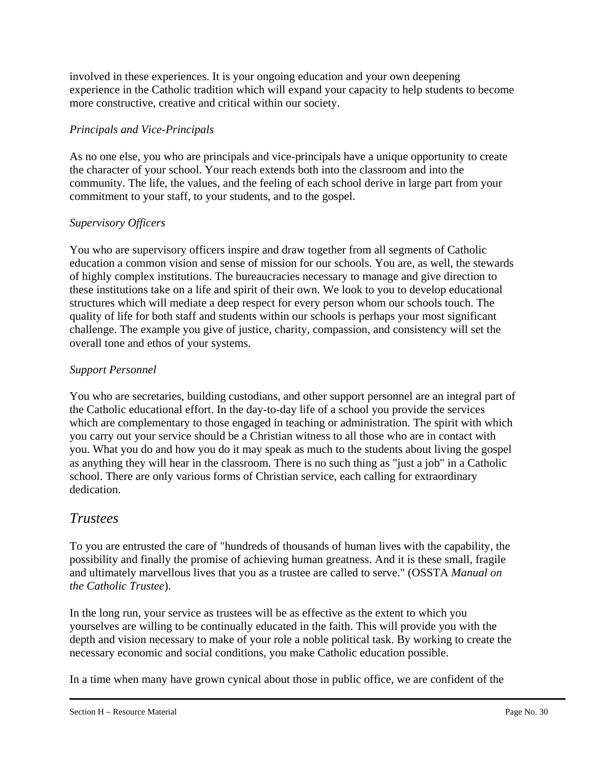involved in these experiences. It is your ongoing education and your own deepening experience in the Catholic tradition which will expand your capacity to help students to become more constructive, creative and critical within our society.

*Principals and Vice-Principals*

As no one else, you who are principals and vice-principals have a unique opportunity to create the character of your school. Your reach extends both into the classroom and into the community. The life, the values, and the feeling of each school derive in large part from your commitment to your staff, to your students, and to the gospel.

*Supervisory Officers*

You who are supervisory officers inspire and draw together from all segments of Catholic education a common vision and sense of mission for our schools. You are, as well, the stewards of highly complex institutions. The bureaucracies necessary to manage and give direction to these institutions take on a life and spirit of their own. We look to you to develop educational structures which will mediate a deep respect for every person whom our schools touch. The quality of life for both staff and students within our schools is perhaps your most significant challenge. The example you give of justice, charity, compassion, and consistency will set the overall tone and ethos of your systems.

*Support Personnel*

You who are secretaries, building custodians, and other support personnel are an integral part of the Catholic educational effort. In the day-to-day life of a school you provide the services which are complementary to those engaged in teaching or administration. The spirit with which you carry out your service should be a Christian witness to all those who are in contact with you. What you do and how you do it may speak as much to the students about living the gospel as anything they will hear in the classroom. There is no such thing as "just a job" in a Catholic school. There are only various forms of Christian service, each calling for extraordinary dedication.

## *Trustees*

To you are entrusted the care of "hundreds of thousands of human lives with the capability, the possibility and finally the promise of achieving human greatness. And it is these small, fragile and ultimately marvellous lives that you as a trustee are called to serve." (OSSTA *Manual on the Catholic Trustee*).

In the long run, your service as trustees will be as effective as the extent to which you yourselves are willing to be continually educated in the faith. This will provide you with the depth and vision necessary to make of your role a noble political task. By working to create the necessary economic and social conditions, you make Catholic education possible.

In a time when many have grown cynical about those in public office, we are confident of the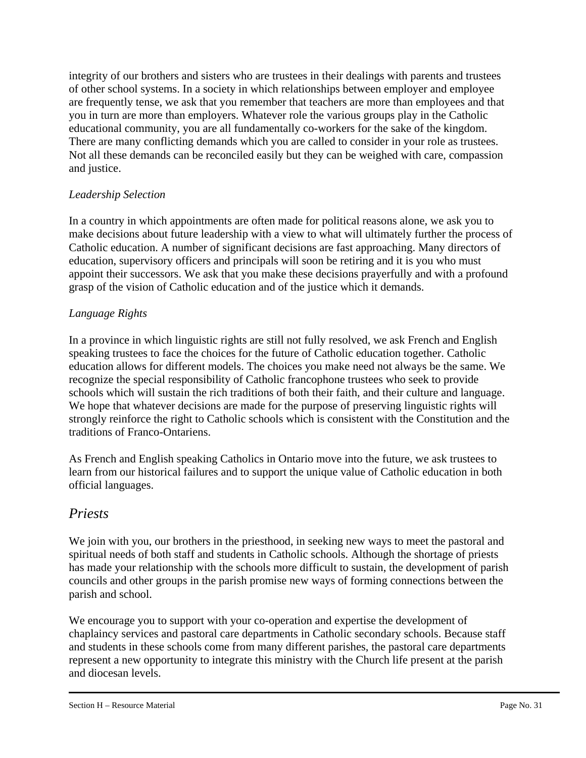integrity of our brothers and sisters who are trustees in their dealings with parents and trustees of other school systems. In a society in which relationships between employer and employee are frequently tense, we ask that you remember that teachers are more than employees and that you in turn are more than employers. Whatever role the various groups play in the Catholic educational community, you are all fundamentally co-workers for the sake of the kingdom. There are many conflicting demands which you are called to consider in your role as trustees. Not all these demands can be reconciled easily but they can be weighed with care, compassion and justice.

*Leadership Selection*

In a country in which appointments are often made for political reasons alone, we ask you to make decisions about future leadership with a view to what will ultimately further the process of Catholic education. A number of significant decisions are fast approaching. Many directors of education, supervisory officers and principals will soon be retiring and it is you who must appoint their successors. We ask that you make these decisions prayerfully and with a profound grasp of the vision of Catholic education and of the justice which it demands.

*Language Rights*

In a province in which linguistic rights are still not fully resolved, we ask French and English speaking trustees to face the choices for the future of Catholic education together. Catholic education allows for different models. The choices you make need not always be the same. We recognize the special responsibility of Catholic francophone trustees who seek to provide schools which will sustain the rich traditions of both their faith, and their culture and language. We hope that whatever decisions are made for the purpose of preserving linguistic rights will strongly reinforce the right to Catholic schools which is consistent with the Constitution and the traditions of Franco-Ontariens.

As French and English speaking Catholics in Ontario move into the future, we ask trustees to learn from our historical failures and to support the unique value of Catholic education in both official languages.

## *Priests*

We join with you, our brothers in the priesthood, in seeking new ways to meet the pastoral and spiritual needs of both staff and students in Catholic schools. Although the shortage of priests has made your relationship with the schools more difficult to sustain, the development of parish councils and other groups in the parish promise new ways of forming connections between the parish and school.

We encourage you to support with your co-operation and expertise the development of chaplaincy services and pastoral care departments in Catholic secondary schools. Because staff and students in these schools come from many different parishes, the pastoral care departments represent a new opportunity to integrate this ministry with the Church life present at the parish and diocesan levels.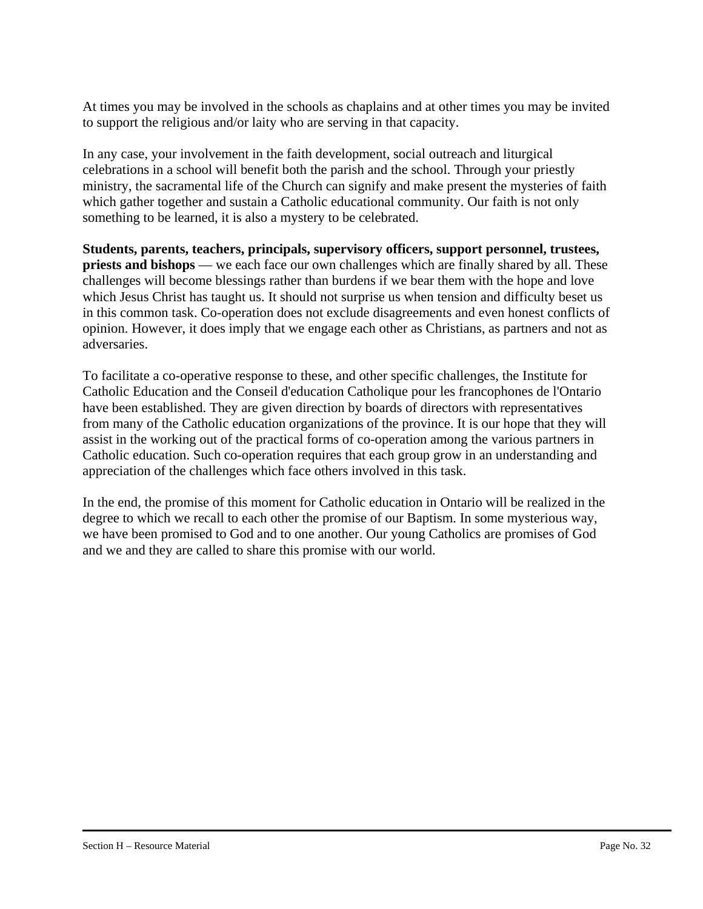At times you may be involved in the schools as chaplains and at other times you may be invited to support the religious and/or laity who are serving in that capacity.

In any case, your involvement in the faith development, social outreach and liturgical celebrations in a school will benefit both the parish and the school. Through your priestly ministry, the sacramental life of the Church can signify and make present the mysteries of faith which gather together and sustain a Catholic educational community. Our faith is not only something to be learned, it is also a mystery to be celebrated.

**Students, parents, teachers, principals, supervisory officers, support personnel, trustees, priests and bishops** — we each face our own challenges which are finally shared by all. These challenges will become blessings rather than burdens if we bear them with the hope and love which Jesus Christ has taught us. It should not surprise us when tension and difficulty beset us in this common task. Co-operation does not exclude disagreements and even honest conflicts of opinion. However, it does imply that we engage each other as Christians, as partners and not as adversaries.

To facilitate a co-operative response to these, and other specific challenges, the Institute for Catholic Education and the Conseil d'education Catholique pour les francophones de l'Ontario have been established. They are given direction by boards of directors with representatives from many of the Catholic education organizations of the province. It is our hope that they will assist in the working out of the practical forms of co-operation among the various partners in Catholic education. Such co-operation requires that each group grow in an understanding and appreciation of the challenges which face others involved in this task.

In the end, the promise of this moment for Catholic education in Ontario will be realized in the degree to which we recall to each other the promise of our Baptism. In some mysterious way, we have been promised to God and to one another. Our young Catholics are promises of God and we and they are called to share this promise with our world.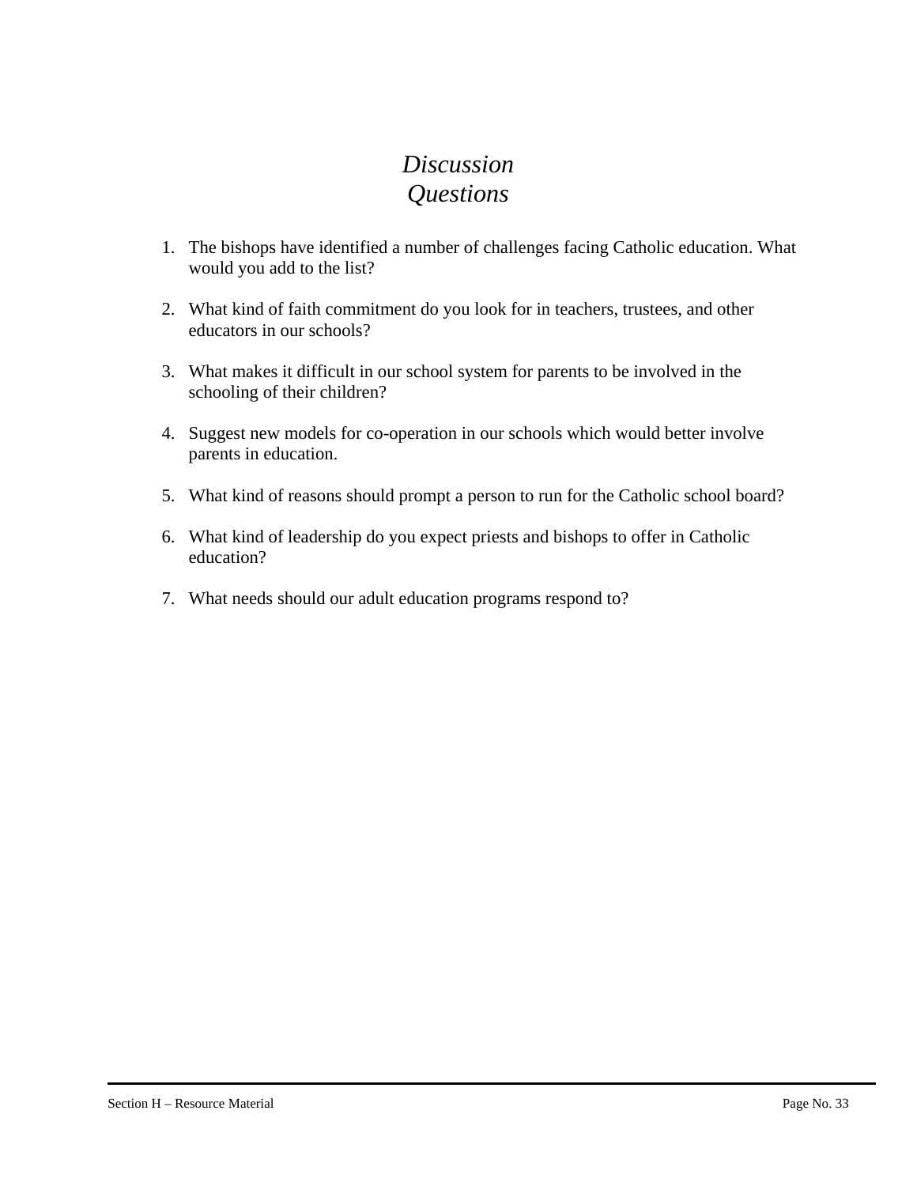# *Discussion Questions*

1. The bishops have identified a number of challenges facing Catholic education. What would you add to the list?

2. What kind of faith commitment do you look for in teachers, trustees, and other educators in our schools?

3. What makes it difficult in our school system for parents to be involved in the schooling of their children?

4. Suggest new models for co-operation in our schools which would better involve parents in education.

5. What kind of reasons should prompt a person to run for the Catholic school board?

6. What kind of leadership do you expect priests and bishops to offer in Catholic education?

7. What needs should our adult education programs respond to?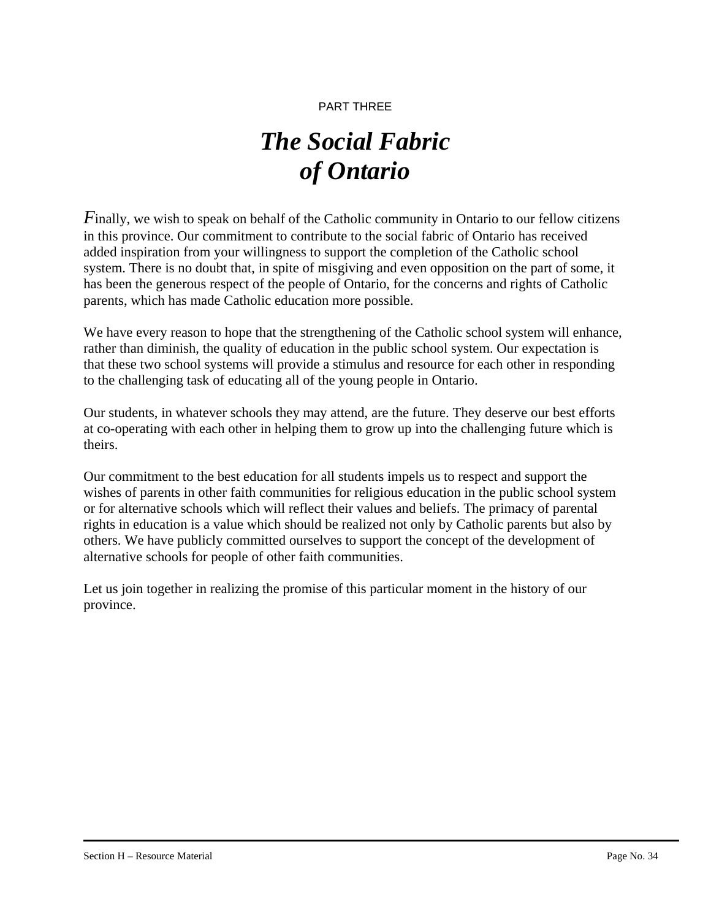PART THREE

# *The Social Fabric of Ontario*

Finally, we wish to speak on behalf of the Catholic community in Ontario to our fellow citizens in this province. Our commitment to contribute to the social fabric of Ontario has received added inspiration from your willingness to support the completion of the Catholic school system. There is no doubt that, in spite of misgiving and even opposition on the part of some, it has been the generous respect of the people of Ontario, for the concerns and rights of Catholic parents, which has made Catholic education more possible.

We have every reason to hope that the strengthening of the Catholic school system will enhance, rather than diminish, the quality of education in the public school system. Our expectation is that these two school systems will provide a stimulus and resource for each other in responding to the challenging task of educating all of the young people in Ontario.

Our students, in whatever schools they may attend, are the future. They deserve our best efforts at co-operating with each other in helping them to grow up into the challenging future which is theirs.

Our commitment to the best education for all students impels us to respect and support the wishes of parents in other faith communities for religious education in the public school system or for alternative schools which will reflect their values and beliefs. The primacy of parental rights in education is a value which should be realized not only by Catholic parents but also by others. We have publicly committed ourselves to support the concept of the development of alternative schools for people of other faith communities.

Let us join together in realizing the promise of this particular moment in the history of our province.